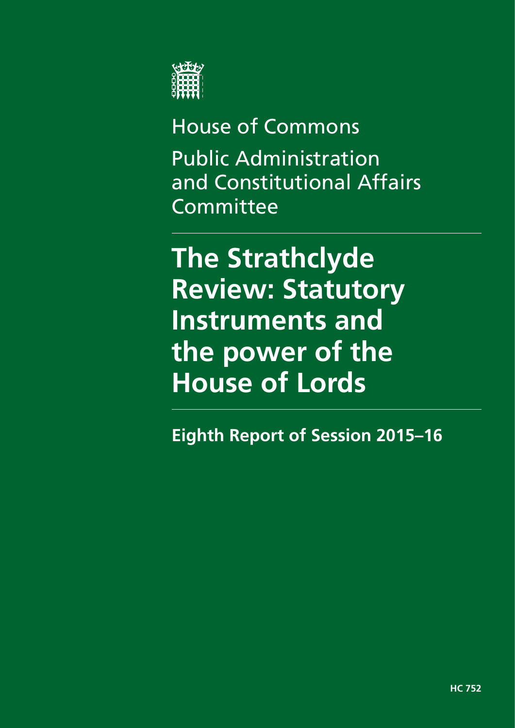House of Commons

Public Administration and Constitutional Affairs Committee

# The Strathclyde Review: Statutory Instruments and the power of the House of Lords

**Eighth Report of Session 2015–16**

**HC 752**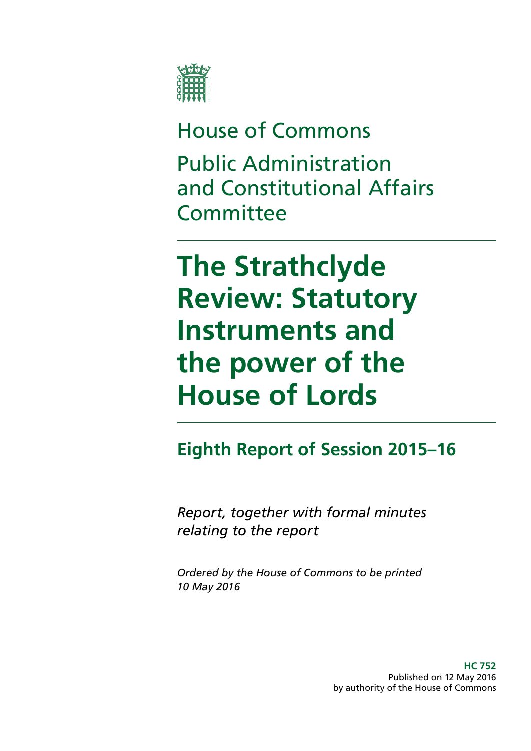# House of Commons

# Public Administration and Constitutional Affairs Committee

# The Strathclyde Review: Statutory Instruments and the power of the House of Lords

## Eighth Report of Session 2015–16

*Report, together with formal minutes relating to the report*

*Ordered by the House of Commons to be printed 10 May 2016*

**HC 752**
Published on 12 May 2016
by authority of the House of Commons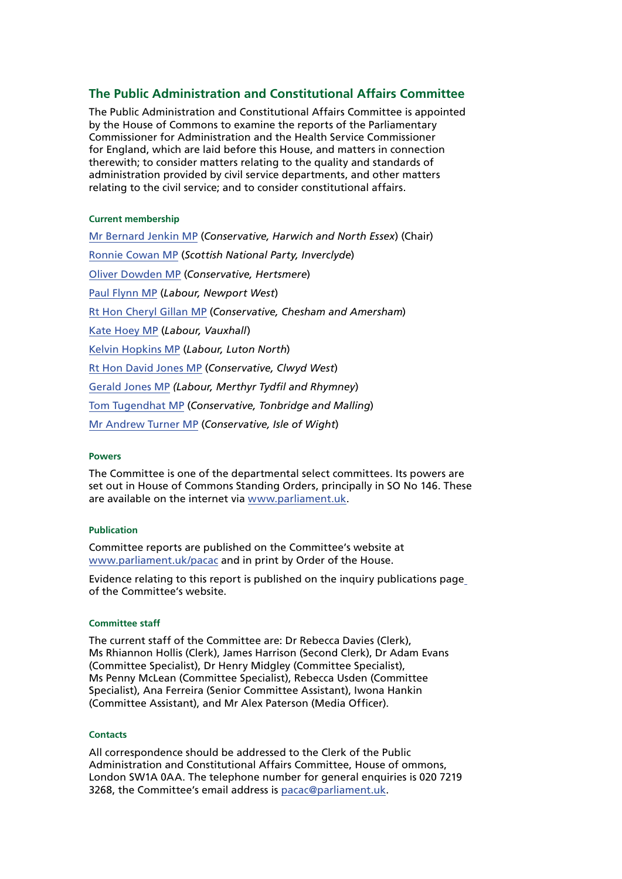## The Public Administration and Constitutional Affairs Committee

The Public Administration and Constitutional Affairs Committee is appointed by the House of Commons to examine the reports of the Parliamentary Commissioner for Administration and the Health Service Commissioner for England, which are laid before this House, and matters in connection therewith; to consider matters relating to the quality and standards of administration provided by civil service departments, and other matters relating to the civil service; and to consider constitutional affairs.

### Current membership

Mr Bernard Jenkin MP (*Conservative, Harwich and North Essex*) (Chair)

Ronnie Cowan MP (*Scottish National Party, Inverclyde*)

Oliver Dowden MP (*Conservative, Hertsmere*)

Paul Flynn MP (*Labour, Newport West*)

Rt Hon Cheryl Gillan MP (*Conservative, Chesham and Amersham*)

Kate Hoey MP (*Labour, Vauxhall*)

Kelvin Hopkins MP (*Labour, Luton North*)

Rt Hon David Jones MP (*Conservative, Clwyd West*)

Gerald Jones MP *(Labour, Merthyr Tydfil and Rhymney*)

Tom Tugendhat MP (*Conservative, Tonbridge and Malling*)

Mr Andrew Turner MP (*Conservative, Isle of Wight*)

### Powers

The Committee is one of the departmental select committees. Its powers are set out in House of Commons Standing Orders, principally in SO No 146. These are available on the internet via www.parliament.uk.

### Publication

Committee reports are published on the Committee's website at www.parliament.uk/pacac and in print by Order of the House.

Evidence relating to this report is published on the inquiry publications page of the Committee's website.

### Committee staff

The current staff of the Committee are: Dr Rebecca Davies (Clerk), Ms Rhiannon Hollis (Clerk), James Harrison (Second Clerk), Dr Adam Evans (Committee Specialist), Dr Henry Midgley (Committee Specialist), Ms Penny McLean (Committee Specialist), Rebecca Usden (Committee Specialist), Ana Ferreira (Senior Committee Assistant), Iwona Hankin (Committee Assistant), and Mr Alex Paterson (Media Officer).

### Contacts

All correspondence should be addressed to the Clerk of the Public Administration and Constitutional Affairs Committee, House of ommons, London SW1A 0AA. The telephone number for general enquiries is 020 7219 3268, the Committee's email address is pacac@parliament.uk.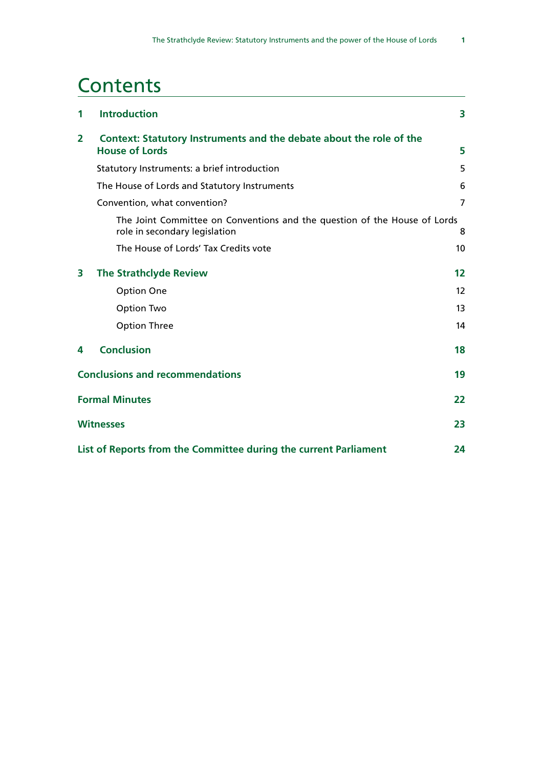# Contents

| | | |
|---|---|---|
| **1** | **Introduction** | **3** |
| **2** | **Context: Statutory Instruments and the debate about the role of the House of Lords** | **5** |
| | Statutory Instruments: a brief introduction | 5 |
| | The House of Lords and Statutory Instruments | 6 |
| | Convention, what convention? | 7 |
| | The Joint Committee on Conventions and the question of the House of Lords role in secondary legislation | 8 |
| | The House of Lords' Tax Credits vote | 10 |
| **3** | **The Strathclyde Review** | **12** |
| | Option One | 12 |
| | Option Two | 13 |
| | Option Three | 14 |
| **4** | **Conclusion** | **18** |
| | **Conclusions and recommendations** | **19** |
| | **Formal Minutes** | **22** |
| | **Witnesses** | **23** |
| | **List of Reports from the Committee during the current Parliament** | **24** |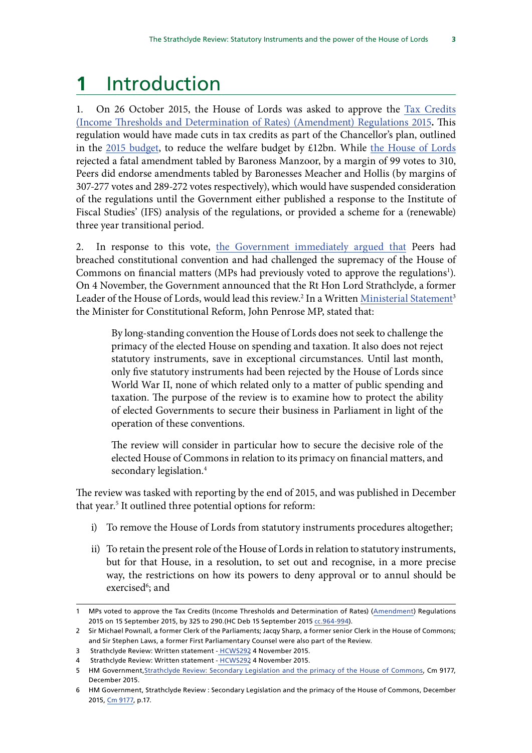# 1 Introduction

1. On 26 October 2015, the House of Lords was asked to approve the Tax Credits (Income Thresholds and Determination of Rates) (Amendment) Regulations 2015**.** This regulation would have made cuts in tax credits as part of the Chancellor's plan, outlined in the 2015 budget, to reduce the welfare budget by £12bn. While the House of Lords rejected a fatal amendment tabled by Baroness Manzoor, by a margin of 99 votes to 310, Peers did endorse amendments tabled by Baronesses Meacher and Hollis (by margins of 307-277 votes and 289-272 votes respectively), which would have suspended consideration of the regulations until the Government either published a response to the Institute of Fiscal Studies' (IFS) analysis of the regulations, or provided a scheme for a (renewable) three year transitional period.

2. In response to this vote, the Government immediately argued that Peers had breached constitutional convention and had challenged the supremacy of the House of Commons on financial matters (MPs had previously voted to approve the regulations[1]). On 4 November, the Government announced that the Rt Hon Lord Strathclyde, a former Leader of the House of Lords, would lead this review.[2] In a Written Ministerial Statement[3] the Minister for Constitutional Reform, John Penrose MP, stated that:

> By long-standing convention the House of Lords does not seek to challenge the primacy of the elected House on spending and taxation. It also does not reject statutory instruments, save in exceptional circumstances. Until last month, only five statutory instruments had been rejected by the House of Lords since World War II, none of which related only to a matter of public spending and taxation. The purpose of the review is to examine how to protect the ability of elected Governments to secure their business in Parliament in light of the operation of these conventions.
>
> The review will consider in particular how to secure the decisive role of the elected House of Commons in relation to its primacy on financial matters, and secondary legislation.[4]

The review was tasked with reporting by the end of 2015, and was published in December that year.[5] It outlined three potential options for reform:

i) To remove the House of Lords from statutory instruments procedures altogether;

ii) To retain the present role of the House of Lords in relation to statutory instruments, but for that House, in a resolution, to set out and recognise, in a more precise way, the restrictions on how its powers to deny approval or to annul should be exercised[6]; and

---

1 MPs voted to approve the Tax Credits (Income Thresholds and Determination of Rates) (Amendment) Regulations 2015 on 15 September 2015, by 325 to 290.(HC Deb 15 September 2015 cc.964-994).

2 Sir Michael Pownall, a former Clerk of the Parliaments; Jacqy Sharp, a former senior Clerk in the House of Commons; and Sir Stephen Laws, a former First Parliamentary Counsel were also part of the Review.

3 Strathclyde Review: Written statement - HCWS292 4 November 2015.

4 Strathclyde Review: Written statement - HCWS292 4 November 2015.

5 HM Government, Strathclyde Review: Secondary Legislation and the primacy of the House of Commons, Cm 9177, December 2015.

6 HM Government, Strathclyde Review : Secondary Legislation and the primacy of the House of Commons, December 2015, Cm 9177, p.17.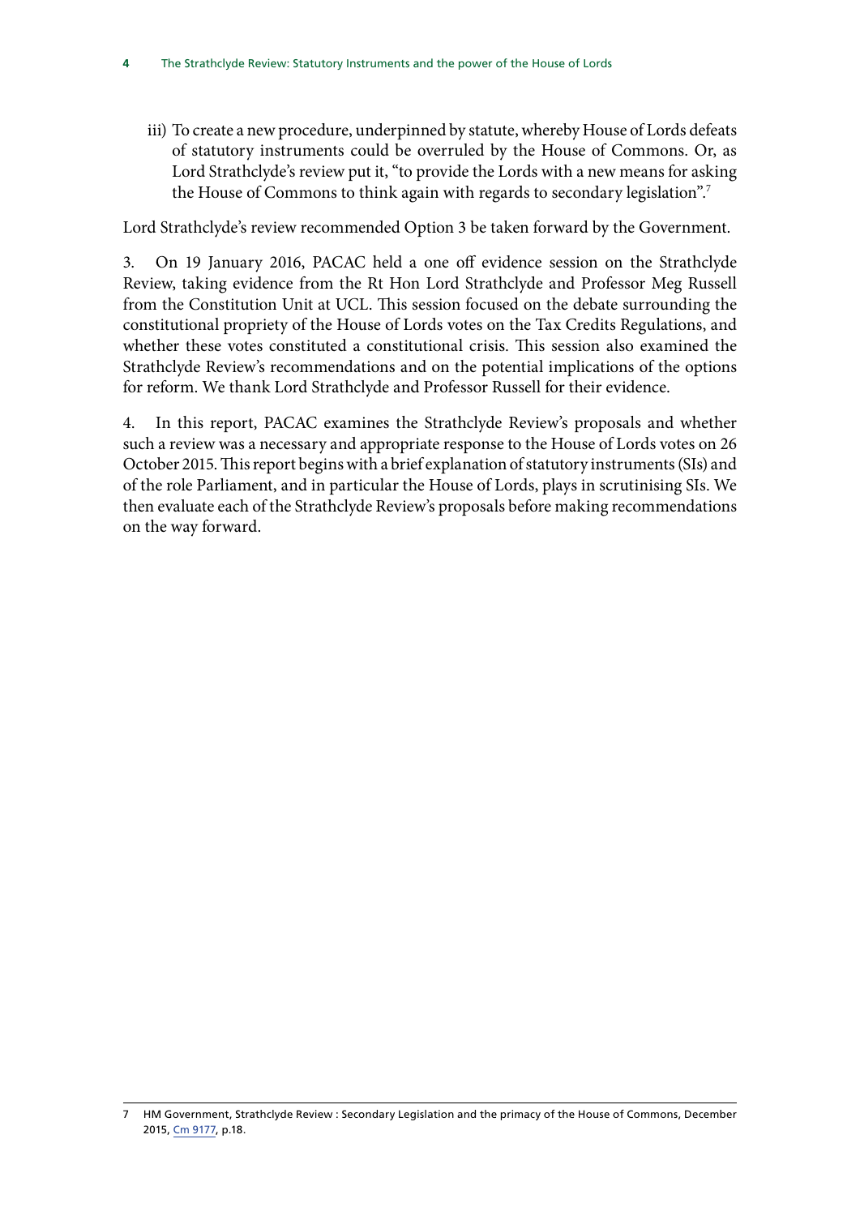iii) To create a new procedure, underpinned by statute, whereby House of Lords defeats of statutory instruments could be overruled by the House of Commons. Or, as Lord Strathclyde's review put it, "to provide the Lords with a new means for asking the House of Commons to think again with regards to secondary legislation".[7]

Lord Strathclyde's review recommended Option 3 be taken forward by the Government.

3. On 19 January 2016, PACAC held a one off evidence session on the Strathclyde Review, taking evidence from the Rt Hon Lord Strathclyde and Professor Meg Russell from the Constitution Unit at UCL. This session focused on the debate surrounding the constitutional propriety of the House of Lords votes on the Tax Credits Regulations, and whether these votes constituted a constitutional crisis. This session also examined the Strathclyde Review's recommendations and on the potential implications of the options for reform. We thank Lord Strathclyde and Professor Russell for their evidence.

4. In this report, PACAC examines the Strathclyde Review's proposals and whether such a review was a necessary and appropriate response to the House of Lords votes on 26 October 2015. This report begins with a brief explanation of statutory instruments (SIs) and of the role Parliament, and in particular the House of Lords, plays in scrutinising SIs. We then evaluate each of the Strathclyde Review's proposals before making recommendations on the way forward.

7 HM Government, Strathclyde Review : Secondary Legislation and the primacy of the House of Commons, December 2015, Cm 9177, p.18.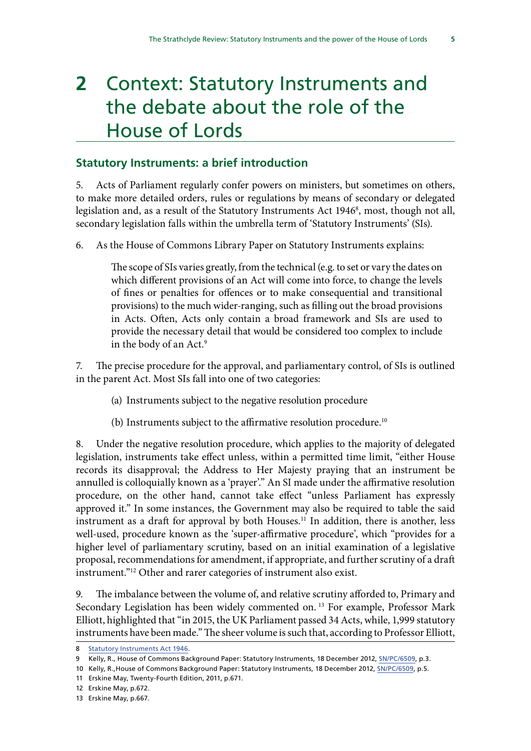# 2 Context: Statutory Instruments and the debate about the role of the House of Lords

## Statutory Instruments: a brief introduction

5. Acts of Parliament regularly confer powers on ministers, but sometimes on others, to make more detailed orders, rules or regulations by means of secondary or delegated legislation and, as a result of the Statutory Instruments Act 1946[8], most, though not all, secondary legislation falls within the umbrella term of 'Statutory Instruments' (SIs).

6. As the House of Commons Library Paper on Statutory Instruments explains:

> The scope of SIs varies greatly, from the technical (e.g. to set or vary the dates on which different provisions of an Act will come into force, to change the levels of fines or penalties for offences or to make consequential and transitional provisions) to the much wider-ranging, such as filling out the broad provisions in Acts. Often, Acts only contain a broad framework and SIs are used to provide the necessary detail that would be considered too complex to include in the body of an Act.[9]

7. The precise procedure for the approval, and parliamentary control, of SIs is outlined in the parent Act. Most SIs fall into one of two categories:

(a) Instruments subject to the negative resolution procedure

(b) Instruments subject to the affirmative resolution procedure.[10]

8. Under the negative resolution procedure, which applies to the majority of delegated legislation, instruments take effect unless, within a permitted time limit, "either House records its disapproval; the Address to Her Majesty praying that an instrument be annulled is colloquially known as a 'prayer'." An SI made under the affirmative resolution procedure, on the other hand, cannot take effect "unless Parliament has expressly approved it." In some instances, the Government may also be required to table the said instrument as a draft for approval by both Houses.[11] In addition, there is another, less well-used, procedure known as the 'super-affirmative procedure', which "provides for a higher level of parliamentary scrutiny, based on an initial examination of a legislative proposal, recommendations for amendment, if appropriate, and further scrutiny of a draft instrument."[12] Other and rarer categories of instrument also exist.

9. The imbalance between the volume of, and relative scrutiny afforded to, Primary and Secondary Legislation has been widely commented on.[13] For example, Professor Mark Elliott, highlighted that "in 2015, the UK Parliament passed 34 Acts, while, 1,999 statutory instruments have been made." The sheer volume is such that, according to Professor Elliott,

---

8 Statutory Instruments Act 1946.

9 Kelly, R., House of Commons Background Paper: Statutory Instruments, 18 December 2012, SN/PC/6509, p.3.

10 Kelly, R.,House of Commons Background Paper: Statutory Instruments, 18 December 2012, SN/PC/6509, p.5.

11 Erskine May, Twenty-Fourth Edition, 2011, p.671.

12 Erskine May, p.672.

13 Erskine May, p.667.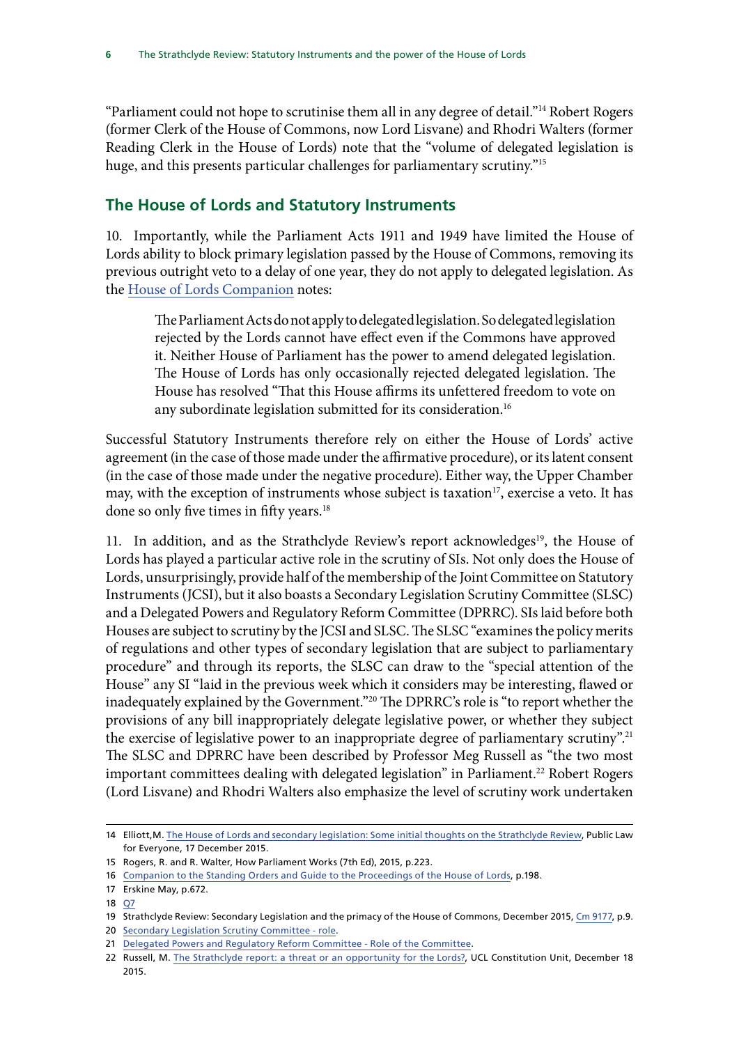"Parliament could not hope to scrutinise them all in any degree of detail."[14] Robert Rogers (former Clerk of the House of Commons, now Lord Lisvane) and Rhodri Walters (former Reading Clerk in the House of Lords) note that the "volume of delegated legislation is huge, and this presents particular challenges for parliamentary scrutiny."[15]

## The House of Lords and Statutory Instruments

10. Importantly, while the Parliament Acts 1911 and 1949 have limited the House of Lords ability to block primary legislation passed by the House of Commons, removing its previous outright veto to a delay of one year, they do not apply to delegated legislation. As the House of Lords Companion notes:

> The Parliament Acts do not apply to delegated legislation. So delegated legislation rejected by the Lords cannot have effect even if the Commons have approved it. Neither House of Parliament has the power to amend delegated legislation. The House of Lords has only occasionally rejected delegated legislation. The House has resolved "That this House affirms its unfettered freedom to vote on any subordinate legislation submitted for its consideration.[16]

Successful Statutory Instruments therefore rely on either the House of Lords' active agreement (in the case of those made under the affirmative procedure), or its latent consent (in the case of those made under the negative procedure). Either way, the Upper Chamber may, with the exception of instruments whose subject is taxation[17], exercise a veto. It has done so only five times in fifty years.[18]

11. In addition, and as the Strathclyde Review's report acknowledges[19], the House of Lords has played a particular active role in the scrutiny of SIs. Not only does the House of Lords, unsurprisingly, provide half of the membership of the Joint Committee on Statutory Instruments (JCSI), but it also boasts a Secondary Legislation Scrutiny Committee (SLSC) and a Delegated Powers and Regulatory Reform Committee (DPRRC). SIs laid before both Houses are subject to scrutiny by the JCSI and SLSC. The SLSC "examines the policy merits of regulations and other types of secondary legislation that are subject to parliamentary procedure" and through its reports, the SLSC can draw to the "special attention of the House" any SI "laid in the previous week which it considers may be interesting, flawed or inadequately explained by the Government."[20] The DPRRC's role is "to report whether the provisions of any bill inappropriately delegate legislative power, or whether they subject the exercise of legislative power to an inappropriate degree of parliamentary scrutiny".[21] The SLSC and DPRRC have been described by Professor Meg Russell as "the two most important committees dealing with delegated legislation" in Parliament.[22] Robert Rogers (Lord Lisvane) and Rhodri Walters also emphasize the level of scrutiny work undertaken

---

14 Elliott, M. The House of Lords and secondary legislation: Some initial thoughts on the Strathclyde Review, Public Law for Everyone, 17 December 2015.

15 Rogers, R. and R. Walter, How Parliament Works (7th Ed), 2015, p.223.

16 Companion to the Standing Orders and Guide to the Proceedings of the House of Lords, p.198.

17 Erskine May, p.672.

18 Q7

19 Strathclyde Review: Secondary Legislation and the primacy of the House of Commons, December 2015, Cm 9177, p.9.

20 Secondary Legislation Scrutiny Committee - role.

21 Delegated Powers and Regulatory Reform Committee - Role of the Committee.

22 Russell, M. The Strathclyde report: a threat or an opportunity for the Lords?, UCL Constitution Unit, December 18 2015.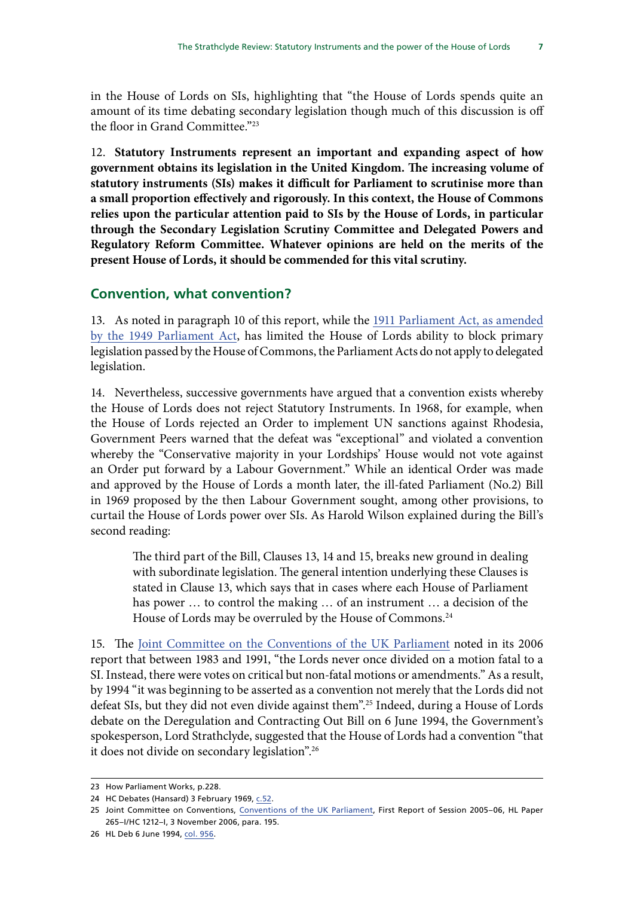in the House of Lords on SIs, highlighting that "the House of Lords spends quite an amount of its time debating secondary legislation though much of this discussion is off the floor in Grand Committee."[23]

12. **Statutory Instruments represent an important and expanding aspect of how government obtains its legislation in the United Kingdom. The increasing volume of statutory instruments (SIs) makes it difficult for Parliament to scrutinise more than a small proportion effectively and rigorously. In this context, the House of Commons relies upon the particular attention paid to SIs by the House of Lords, in particular through the Secondary Legislation Scrutiny Committee and Delegated Powers and Regulatory Reform Committee. Whatever opinions are held on the merits of the present House of Lords, it should be commended for this vital scrutiny.**

## Convention, what convention?

13. As noted in paragraph 10 of this report, while the 1911 Parliament Act, as amended by the 1949 Parliament Act, has limited the House of Lords ability to block primary legislation passed by the House of Commons, the Parliament Acts do not apply to delegated legislation.

14. Nevertheless, successive governments have argued that a convention exists whereby the House of Lords does not reject Statutory Instruments. In 1968, for example, when the House of Lords rejected an Order to implement UN sanctions against Rhodesia, Government Peers warned that the defeat was "exceptional" and violated a convention whereby the "Conservative majority in your Lordships' House would not vote against an Order put forward by a Labour Government." While an identical Order was made and approved by the House of Lords a month later, the ill-fated Parliament (No.2) Bill in 1969 proposed by the then Labour Government sought, among other provisions, to curtail the House of Lords power over SIs. As Harold Wilson explained during the Bill's second reading:

> The third part of the Bill, Clauses 13, 14 and 15, breaks new ground in dealing with subordinate legislation. The general intention underlying these Clauses is stated in Clause 13, which says that in cases where each House of Parliament has power … to control the making … of an instrument … a decision of the House of Lords may be overruled by the House of Commons.[24]

15. The Joint Committee on the Conventions of the UK Parliament noted in its 2006 report that between 1983 and 1991, "the Lords never once divided on a motion fatal to a SI. Instead, there were votes on critical but non-fatal motions or amendments." As a result, by 1994 "it was beginning to be asserted as a convention not merely that the Lords did not defeat SIs, but they did not even divide against them".[25] Indeed, during a House of Lords debate on the Deregulation and Contracting Out Bill on 6 June 1994, the Government's spokesperson, Lord Strathclyde, suggested that the House of Lords had a convention "that it does not divide on secondary legislation".[26]

---

23 How Parliament Works, p.228.

24 HC Debates (Hansard) 3 February 1969, c.52.

25 Joint Committee on Conventions, Conventions of the UK Parliament, First Report of Session 2005–06, HL Paper 265–I/HC 1212–I, 3 November 2006, para. 195.

26 HL Deb 6 June 1994, col. 956.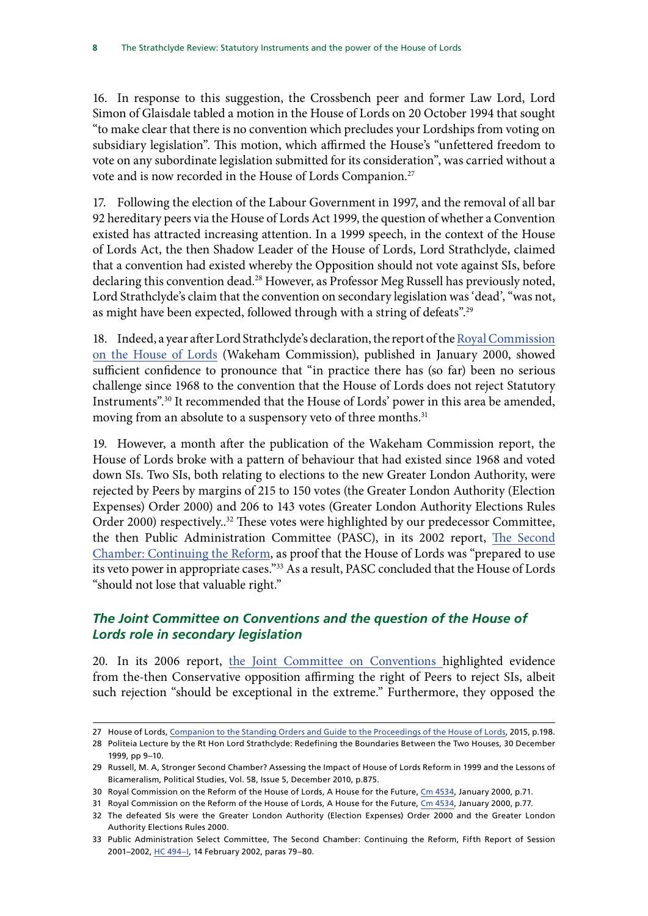16. In response to this suggestion, the Crossbench peer and former Law Lord, Lord Simon of Glaisdale tabled a motion in the House of Lords on 20 October 1994 that sought "to make clear that there is no convention which precludes your Lordships from voting on subsidiary legislation". This motion, which affirmed the House's "unfettered freedom to vote on any subordinate legislation submitted for its consideration", was carried without a vote and is now recorded in the House of Lords Companion.[27]

17. Following the election of the Labour Government in 1997, and the removal of all bar 92 hereditary peers via the House of Lords Act 1999, the question of whether a Convention existed has attracted increasing attention. In a 1999 speech, in the context of the House of Lords Act, the then Shadow Leader of the House of Lords, Lord Strathclyde, claimed that a convention had existed whereby the Opposition should not vote against SIs, before declaring this convention dead.[28] However, as Professor Meg Russell has previously noted, Lord Strathclyde's claim that the convention on secondary legislation was 'dead', "was not, as might have been expected, followed through with a string of defeats".[29]

18. Indeed, a year after Lord Strathclyde's declaration, the report of the Royal Commission on the House of Lords (Wakeham Commission), published in January 2000, showed sufficient confidence to pronounce that "in practice there has (so far) been no serious challenge since 1968 to the convention that the House of Lords does not reject Statutory Instruments".[30] It recommended that the House of Lords' power in this area be amended, moving from an absolute to a suspensory veto of three months.[31]

19. However, a month after the publication of the Wakeham Commission report, the House of Lords broke with a pattern of behaviour that had existed since 1968 and voted down SIs. Two SIs, both relating to elections to the new Greater London Authority, were rejected by Peers by margins of 215 to 150 votes (the Greater London Authority (Election Expenses) Order 2000) and 206 to 143 votes (Greater London Authority Elections Rules Order 2000) respectively..[32] These votes were highlighted by our predecessor Committee, the then Public Administration Committee (PASC), in its 2002 report, The Second Chamber: Continuing the Reform, as proof that the House of Lords was "prepared to use its veto power in appropriate cases."[33] As a result, PASC concluded that the House of Lords "should not lose that valuable right."

### *The Joint Committee on Conventions and the question of the House of Lords role in secondary legislation*

20. In its 2006 report, the Joint Committee on Conventions highlighted evidence from the-then Conservative opposition affirming the right of Peers to reject SIs, albeit such rejection "should be exceptional in the extreme." Furthermore, they opposed the

---

27 House of Lords, Companion to the Standing Orders and Guide to the Proceedings of the House of Lords, 2015, p.198.

28 Politeia Lecture by the Rt Hon Lord Strathclyde: Redefining the Boundaries Between the Two Houses, 30 December 1999, pp 9–10.

29 Russell, M. A, Stronger Second Chamber? Assessing the Impact of House of Lords Reform in 1999 and the Lessons of Bicameralism, Political Studies, Vol. 58, Issue 5, December 2010, p.875.

30 Royal Commission on the Reform of the House of Lords, A House for the Future, Cm 4534, January 2000, p.71.

31 Royal Commission on the Reform of the House of Lords, A House for the Future, Cm 4534, January 2000, p.77.

32 The defeated SIs were the Greater London Authority (Election Expenses) Order 2000 and the Greater London Authority Elections Rules 2000.

33 Public Administration Select Committee, The Second Chamber: Continuing the Reform, Fifth Report of Session 2001–2002, HC 494–I, 14 February 2002, paras 79–80.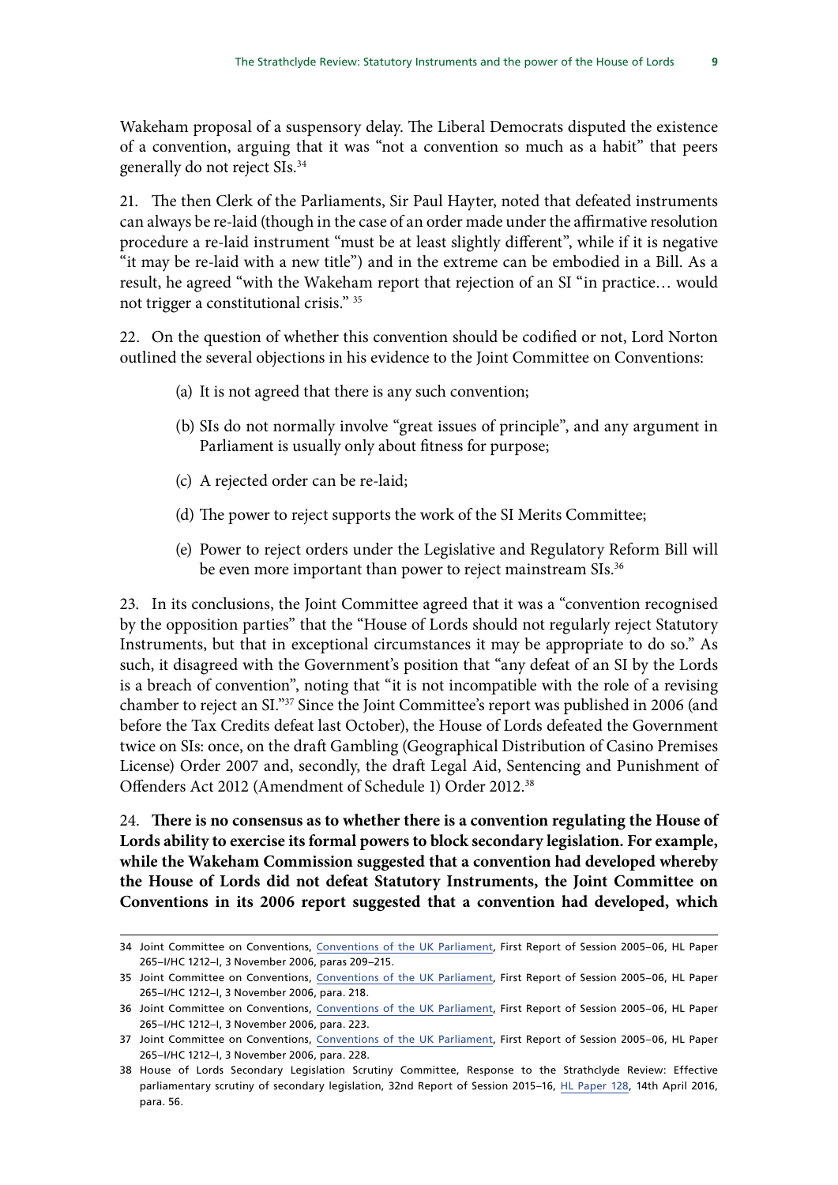Wakeham proposal of a suspensory delay. The Liberal Democrats disputed the existence of a convention, arguing that it was "not a convention so much as a habit" that peers generally do not reject SIs.[34]

21. The then Clerk of the Parliaments, Sir Paul Hayter, noted that defeated instruments can always be re-laid (though in the case of an order made under the affirmative resolution procedure a re-laid instrument "must be at least slightly different", while if it is negative "it may be re-laid with a new title") and in the extreme can be embodied in a Bill. As a result, he agreed "with the Wakeham report that rejection of an SI "in practice… would not trigger a constitutional crisis." [35]

22. On the question of whether this convention should be codified or not, Lord Norton outlined the several objections in his evidence to the Joint Committee on Conventions:

(a) It is not agreed that there is any such convention;

(b) SIs do not normally involve "great issues of principle", and any argument in Parliament is usually only about fitness for purpose;

(c) A rejected order can be re-laid;

(d) The power to reject supports the work of the SI Merits Committee;

(e) Power to reject orders under the Legislative and Regulatory Reform Bill will be even more important than power to reject mainstream SIs.[36]

23. In its conclusions, the Joint Committee agreed that it was a "convention recognised by the opposition parties" that the "House of Lords should not regularly reject Statutory Instruments, but that in exceptional circumstances it may be appropriate to do so." As such, it disagreed with the Government's position that "any defeat of an SI by the Lords is a breach of convention", noting that "it is not incompatible with the role of a revising chamber to reject an SI."[37] Since the Joint Committee's report was published in 2006 (and before the Tax Credits defeat last October), the House of Lords defeated the Government twice on SIs: once, on the draft Gambling (Geographical Distribution of Casino Premises License) Order 2007 and, secondly, the draft Legal Aid, Sentencing and Punishment of Offenders Act 2012 (Amendment of Schedule 1) Order 2012.[38]

24. **There is no consensus as to whether there is a convention regulating the House of Lords ability to exercise its formal powers to block secondary legislation. For example, while the Wakeham Commission suggested that a convention had developed whereby the House of Lords did not defeat Statutory Instruments, the Joint Committee on Conventions in its 2006 report suggested that a convention had developed, which**

---

34 Joint Committee on Conventions, Conventions of the UK Parliament, First Report of Session 2005–06, HL Paper 265–I/HC 1212–I, 3 November 2006, paras 209–215.

35 Joint Committee on Conventions, Conventions of the UK Parliament, First Report of Session 2005–06, HL Paper 265–I/HC 1212–I, 3 November 2006, para. 218.

36 Joint Committee on Conventions, Conventions of the UK Parliament, First Report of Session 2005–06, HL Paper 265–I/HC 1212–I, 3 November 2006, para. 223.

37 Joint Committee on Conventions, Conventions of the UK Parliament, First Report of Session 2005–06, HL Paper 265–I/HC 1212–I, 3 November 2006, para. 228.

38 House of Lords Secondary Legislation Scrutiny Committee, Response to the Strathclyde Review: Effective parliamentary scrutiny of secondary legislation, 32nd Report of Session 2015–16, HL Paper 128, 14th April 2016, para. 56.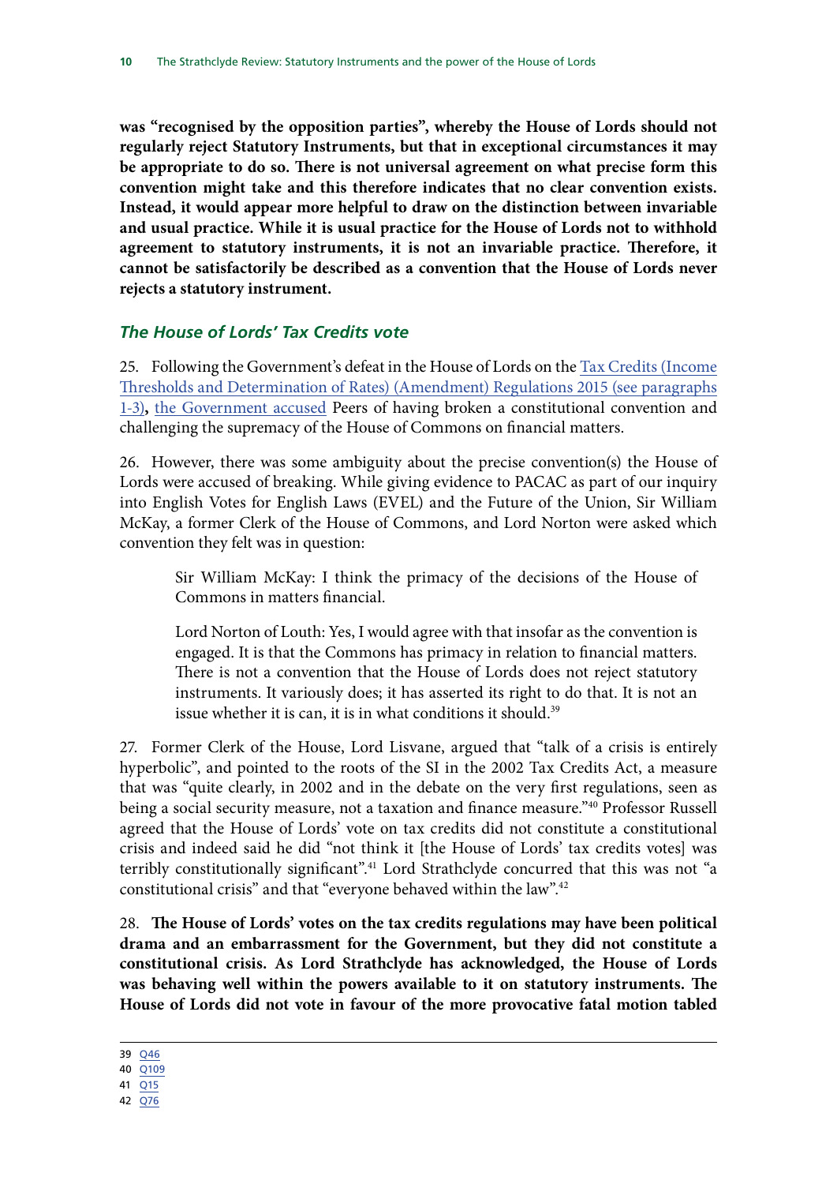**was "recognised by the opposition parties", whereby the House of Lords should not regularly reject Statutory Instruments, but that in exceptional circumstances it may be appropriate to do so. There is not universal agreement on what precise form this convention might take and this therefore indicates that no clear convention exists. Instead, it would appear more helpful to draw on the distinction between invariable and usual practice. While it is usual practice for the House of Lords not to withhold agreement to statutory instruments, it is not an invariable practice. Therefore, it cannot be satisfactorily be described as a convention that the House of Lords never rejects a statutory instrument.**

### *The House of Lords' Tax Credits vote*

25. Following the Government's defeat in the House of Lords on the Tax Credits (Income Thresholds and Determination of Rates) (Amendment) Regulations 2015 (see paragraphs 1-3)**,** the Government accused Peers of having broken a constitutional convention and challenging the supremacy of the House of Commons on financial matters.

26. However, there was some ambiguity about the precise convention(s) the House of Lords were accused of breaking. While giving evidence to PACAC as part of our inquiry into English Votes for English Laws (EVEL) and the Future of the Union, Sir William McKay, a former Clerk of the House of Commons, and Lord Norton were asked which convention they felt was in question:

> Sir William McKay: I think the primacy of the decisions of the House of Commons in matters financial.
>
> Lord Norton of Louth: Yes, I would agree with that insofar as the convention is engaged. It is that the Commons has primacy in relation to financial matters. There is not a convention that the House of Lords does not reject statutory instruments. It variously does; it has asserted its right to do that. It is not an issue whether it is can, it is in what conditions it should.[39]

27. Former Clerk of the House, Lord Lisvane, argued that "talk of a crisis is entirely hyperbolic", and pointed to the roots of the SI in the 2002 Tax Credits Act, a measure that was "quite clearly, in 2002 and in the debate on the very first regulations, seen as being a social security measure, not a taxation and finance measure."[40] Professor Russell agreed that the House of Lords' vote on tax credits did not constitute a constitutional crisis and indeed said he did "not think it [the House of Lords' tax credits votes] was terribly constitutionally significant".[41] Lord Strathclyde concurred that this was not "a constitutional crisis" and that "everyone behaved within the law".[42]

28. **The House of Lords' votes on the tax credits regulations may have been political drama and an embarrassment for the Government, but they did not constitute a constitutional crisis. As Lord Strathclyde has acknowledged, the House of Lords was behaving well within the powers available to it on statutory instruments. The House of Lords did not vote in favour of the more provocative fatal motion tabled**

---

39 Q46
40 Q109
41 Q15
42 Q76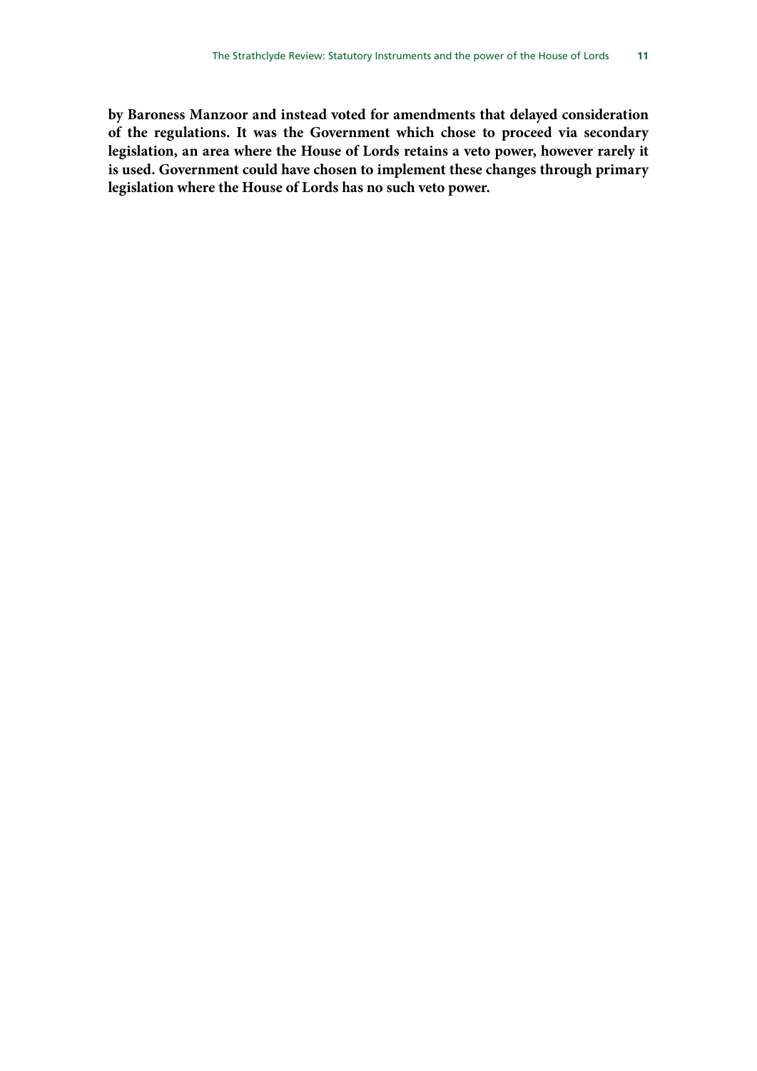**by Baroness Manzoor and instead voted for amendments that delayed consideration of the regulations. It was the Government which chose to proceed via secondary legislation, an area where the House of Lords retains a veto power, however rarely it is used. Government could have chosen to implement these changes through primary legislation where the House of Lords has no such veto power.**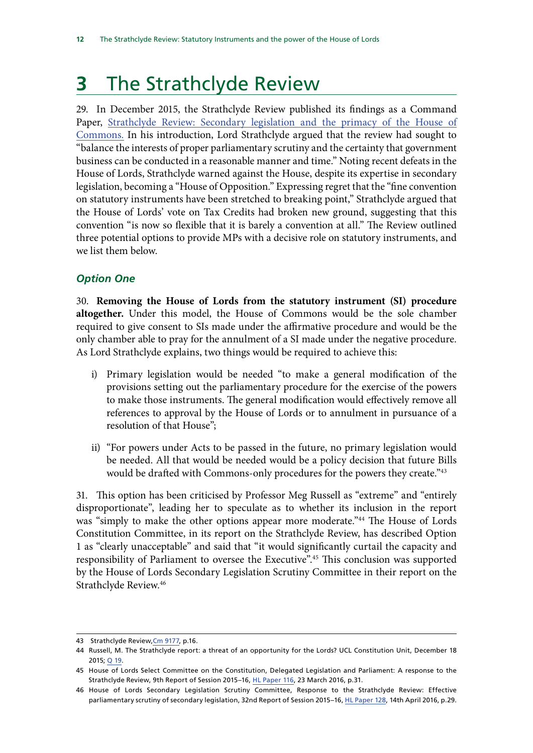# 3 The Strathclyde Review

29. In December 2015, the Strathclyde Review published its findings as a Command Paper, Strathclyde Review: Secondary legislation and the primacy of the House of Commons. In his introduction, Lord Strathclyde argued that the review had sought to "balance the interests of proper parliamentary scrutiny and the certainty that government business can be conducted in a reasonable manner and time." Noting recent defeats in the House of Lords, Strathclyde warned against the House, despite its expertise in secondary legislation, becoming a "House of Opposition." Expressing regret that the "fine convention on statutory instruments have been stretched to breaking point," Strathclyde argued that the House of Lords' vote on Tax Credits had broken new ground, suggesting that this convention "is now so flexible that it is barely a convention at all." The Review outlined three potential options to provide MPs with a decisive role on statutory instruments, and we list them below.

### *Option One*

30. **Removing the House of Lords from the statutory instrument (SI) procedure altogether.** Under this model, the House of Commons would be the sole chamber required to give consent to SIs made under the affirmative procedure and would be the only chamber able to pray for the annulment of a SI made under the negative procedure. As Lord Strathclyde explains, two things would be required to achieve this:

i) Primary legislation would be needed "to make a general modification of the provisions setting out the parliamentary procedure for the exercise of the powers to make those instruments. The general modification would effectively remove all references to approval by the House of Lords or to annulment in pursuance of a resolution of that House";

ii) "For powers under Acts to be passed in the future, no primary legislation would be needed. All that would be needed would be a policy decision that future Bills would be drafted with Commons-only procedures for the powers they create."[43]

31. This option has been criticised by Professor Meg Russell as "extreme" and "entirely disproportionate", leading her to speculate as to whether its inclusion in the report was "simply to make the other options appear more moderate."[44] The House of Lords Constitution Committee, in its report on the Strathclyde Review, has described Option 1 as "clearly unacceptable" and said that "it would significantly curtail the capacity and responsibility of Parliament to oversee the Executive".[45] This conclusion was supported by the House of Lords Secondary Legislation Scrutiny Committee in their report on the Strathclyde Review.[46]

---

43 Strathclyde Review, Cm 9177, p.16.

44 Russell, M. The Strathclyde report: a threat of an opportunity for the Lords? UCL Constitution Unit, December 18 2015; Q 19.

45 House of Lords Select Committee on the Constitution, Delegated Legislation and Parliament: A response to the Strathclyde Review, 9th Report of Session 2015–16, HL Paper 116, 23 March 2016, p.31.

46 House of Lords Secondary Legislation Scrutiny Committee, Response to the Strathclyde Review: Effective parliamentary scrutiny of secondary legislation, 32nd Report of Session 2015–16, HL Paper 128, 14th April 2016, p.29.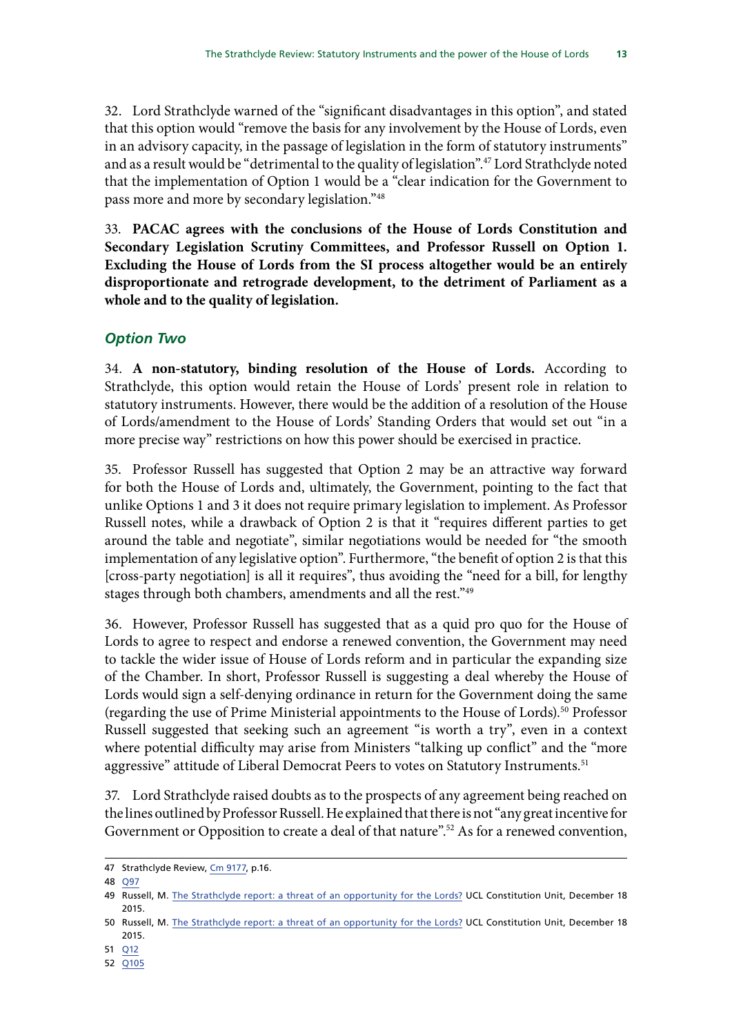32. Lord Strathclyde warned of the "significant disadvantages in this option", and stated that this option would "remove the basis for any involvement by the House of Lords, even in an advisory capacity, in the passage of legislation in the form of statutory instruments" and as a result would be "detrimental to the quality of legislation".[47] Lord Strathclyde noted that the implementation of Option 1 would be a "clear indication for the Government to pass more and more by secondary legislation."[48]

33. **PACAC agrees with the conclusions of the House of Lords Constitution and Secondary Legislation Scrutiny Committees, and Professor Russell on Option 1. Excluding the House of Lords from the SI process altogether would be an entirely disproportionate and retrograde development, to the detriment of Parliament as a whole and to the quality of legislation.**

### *Option Two*

34. **A non-statutory, binding resolution of the House of Lords.** According to Strathclyde, this option would retain the House of Lords' present role in relation to statutory instruments. However, there would be the addition of a resolution of the House of Lords/amendment to the House of Lords' Standing Orders that would set out "in a more precise way" restrictions on how this power should be exercised in practice.

35. Professor Russell has suggested that Option 2 may be an attractive way forward for both the House of Lords and, ultimately, the Government, pointing to the fact that unlike Options 1 and 3 it does not require primary legislation to implement. As Professor Russell notes, while a drawback of Option 2 is that it "requires different parties to get around the table and negotiate", similar negotiations would be needed for "the smooth implementation of any legislative option". Furthermore, "the benefit of option 2 is that this [cross-party negotiation] is all it requires", thus avoiding the "need for a bill, for lengthy stages through both chambers, amendments and all the rest."[49]

36. However, Professor Russell has suggested that as a quid pro quo for the House of Lords to agree to respect and endorse a renewed convention, the Government may need to tackle the wider issue of House of Lords reform and in particular the expanding size of the Chamber. In short, Professor Russell is suggesting a deal whereby the House of Lords would sign a self-denying ordinance in return for the Government doing the same (regarding the use of Prime Ministerial appointments to the House of Lords).[50] Professor Russell suggested that seeking such an agreement "is worth a try", even in a context where potential difficulty may arise from Ministers "talking up conflict" and the "more aggressive" attitude of Liberal Democrat Peers to votes on Statutory Instruments.[51]

37. Lord Strathclyde raised doubts as to the prospects of any agreement being reached on the lines outlined by Professor Russell. He explained that there is not "any great incentive for Government or Opposition to create a deal of that nature".[52] As for a renewed convention,

---

47 Strathclyde Review, Cm 9177, p.16.

48 Q97

49 Russell, M. The Strathclyde report: a threat of an opportunity for the Lords? UCL Constitution Unit, December 18 2015.

50 Russell, M. The Strathclyde report: a threat of an opportunity for the Lords? UCL Constitution Unit, December 18 2015.

51 Q12

52 Q105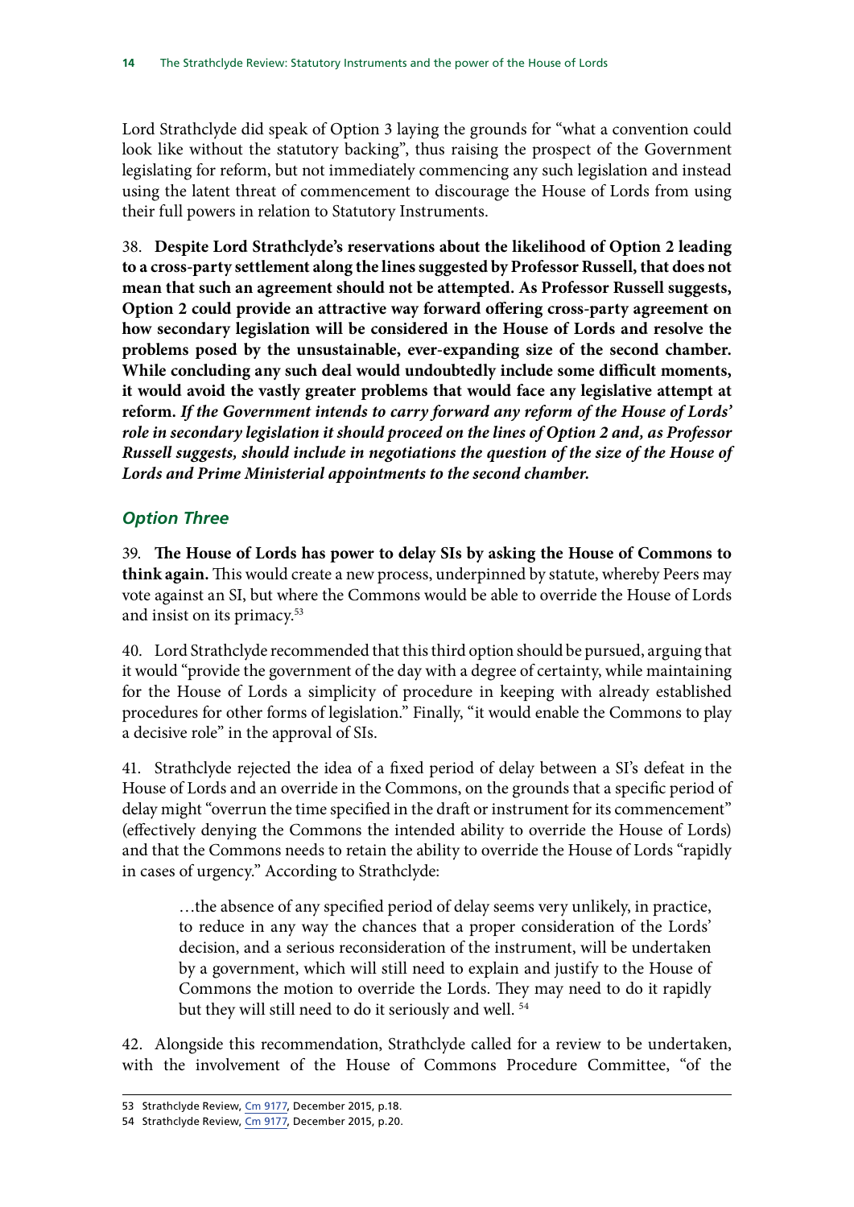Lord Strathclyde did speak of Option 3 laying the grounds for "what a convention could look like without the statutory backing", thus raising the prospect of the Government legislating for reform, but not immediately commencing any such legislation and instead using the latent threat of commencement to discourage the House of Lords from using their full powers in relation to Statutory Instruments.

38. **Despite Lord Strathclyde's reservations about the likelihood of Option 2 leading to a cross-party settlement along the lines suggested by Professor Russell, that does not mean that such an agreement should not be attempted. As Professor Russell suggests, Option 2 could provide an attractive way forward offering cross-party agreement on how secondary legislation will be considered in the House of Lords and resolve the problems posed by the unsustainable, ever-expanding size of the second chamber. While concluding any such deal would undoubtedly include some difficult moments, it would avoid the vastly greater problems that would face any legislative attempt at reform.** ***If the Government intends to carry forward any reform of the House of Lords' role in secondary legislation it should proceed on the lines of Option 2 and, as Professor Russell suggests, should include in negotiations the question of the size of the House of Lords and Prime Ministerial appointments to the second chamber.***

### *Option Three*

39. **The House of Lords has power to delay SIs by asking the House of Commons to think again.** This would create a new process, underpinned by statute, whereby Peers may vote against an SI, but where the Commons would be able to override the House of Lords and insist on its primacy.[53]

40. Lord Strathclyde recommended that this third option should be pursued, arguing that it would "provide the government of the day with a degree of certainty, while maintaining for the House of Lords a simplicity of procedure in keeping with already established procedures for other forms of legislation." Finally, "it would enable the Commons to play a decisive role" in the approval of SIs.

41. Strathclyde rejected the idea of a fixed period of delay between a SI's defeat in the House of Lords and an override in the Commons, on the grounds that a specific period of delay might "overrun the time specified in the draft or instrument for its commencement" (effectively denying the Commons the intended ability to override the House of Lords) and that the Commons needs to retain the ability to override the House of Lords "rapidly in cases of urgency." According to Strathclyde:

> …the absence of any specified period of delay seems very unlikely, in practice, to reduce in any way the chances that a proper consideration of the Lords' decision, and a serious reconsideration of the instrument, will be undertaken by a government, which will still need to explain and justify to the House of Commons the motion to override the Lords. They may need to do it rapidly but they will still need to do it seriously and well. [54]

42. Alongside this recommendation, Strathclyde called for a review to be undertaken, with the involvement of the House of Commons Procedure Committee, "of the

---

53 Strathclyde Review, Cm 9177, December 2015, p.18.

54 Strathclyde Review, Cm 9177, December 2015, p.20.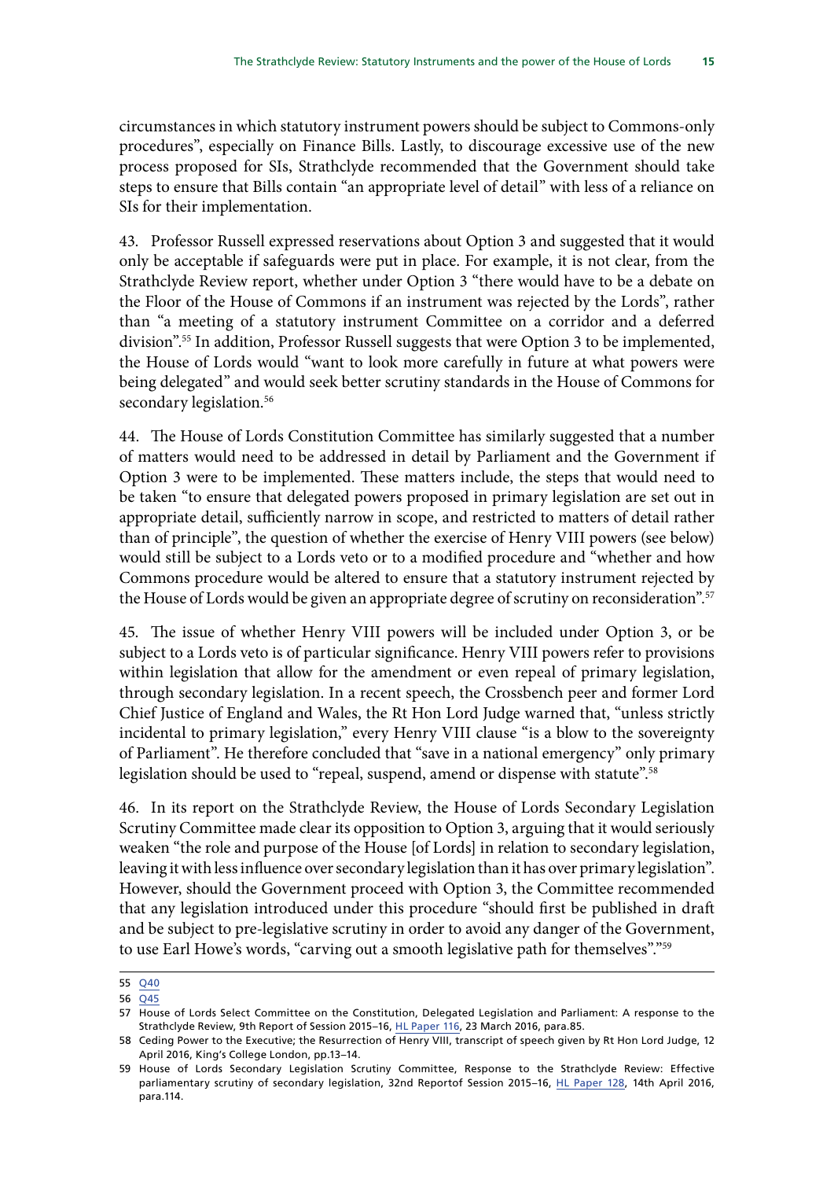circumstances in which statutory instrument powers should be subject to Commons-only procedures", especially on Finance Bills. Lastly, to discourage excessive use of the new process proposed for SIs, Strathclyde recommended that the Government should take steps to ensure that Bills contain "an appropriate level of detail" with less of a reliance on SIs for their implementation.

43. Professor Russell expressed reservations about Option 3 and suggested that it would only be acceptable if safeguards were put in place. For example, it is not clear, from the Strathclyde Review report, whether under Option 3 "there would have to be a debate on the Floor of the House of Commons if an instrument was rejected by the Lords", rather than "a meeting of a statutory instrument Committee on a corridor and a deferred division".[55] In addition, Professor Russell suggests that were Option 3 to be implemented, the House of Lords would "want to look more carefully in future at what powers were being delegated" and would seek better scrutiny standards in the House of Commons for secondary legislation.[56]

44. The House of Lords Constitution Committee has similarly suggested that a number of matters would need to be addressed in detail by Parliament and the Government if Option 3 were to be implemented. These matters include, the steps that would need to be taken "to ensure that delegated powers proposed in primary legislation are set out in appropriate detail, sufficiently narrow in scope, and restricted to matters of detail rather than of principle", the question of whether the exercise of Henry VIII powers (see below) would still be subject to a Lords veto or to a modified procedure and "whether and how Commons procedure would be altered to ensure that a statutory instrument rejected by the House of Lords would be given an appropriate degree of scrutiny on reconsideration".[57]

45. The issue of whether Henry VIII powers will be included under Option 3, or be subject to a Lords veto is of particular significance. Henry VIII powers refer to provisions within legislation that allow for the amendment or even repeal of primary legislation, through secondary legislation. In a recent speech, the Crossbench peer and former Lord Chief Justice of England and Wales, the Rt Hon Lord Judge warned that, "unless strictly incidental to primary legislation," every Henry VIII clause "is a blow to the sovereignty of Parliament". He therefore concluded that "save in a national emergency" only primary legislation should be used to "repeal, suspend, amend or dispense with statute".[58]

46. In its report on the Strathclyde Review, the House of Lords Secondary Legislation Scrutiny Committee made clear its opposition to Option 3, arguing that it would seriously weaken "the role and purpose of the House [of Lords] in relation to secondary legislation, leaving it with less influence over secondary legislation than it has over primary legislation". However, should the Government proceed with Option 3, the Committee recommended that any legislation introduced under this procedure "should first be published in draft and be subject to pre-legislative scrutiny in order to avoid any danger of the Government, to use Earl Howe's words, "carving out a smooth legislative path for themselves"."[59]

---

55 Q40

56 Q45

57 House of Lords Select Committee on the Constitution, Delegated Legislation and Parliament: A response to the Strathclyde Review, 9th Report of Session 2015–16, HL Paper 116, 23 March 2016, para.85.

58 Ceding Power to the Executive; the Resurrection of Henry VIII, transcript of speech given by Rt Hon Lord Judge, 12 April 2016, King's College London, pp.13–14.

59 House of Lords Secondary Legislation Scrutiny Committee, Response to the Strathclyde Review: Effective parliamentary scrutiny of secondary legislation, 32nd Reportof Session 2015–16, HL Paper 128, 14th April 2016, para.114.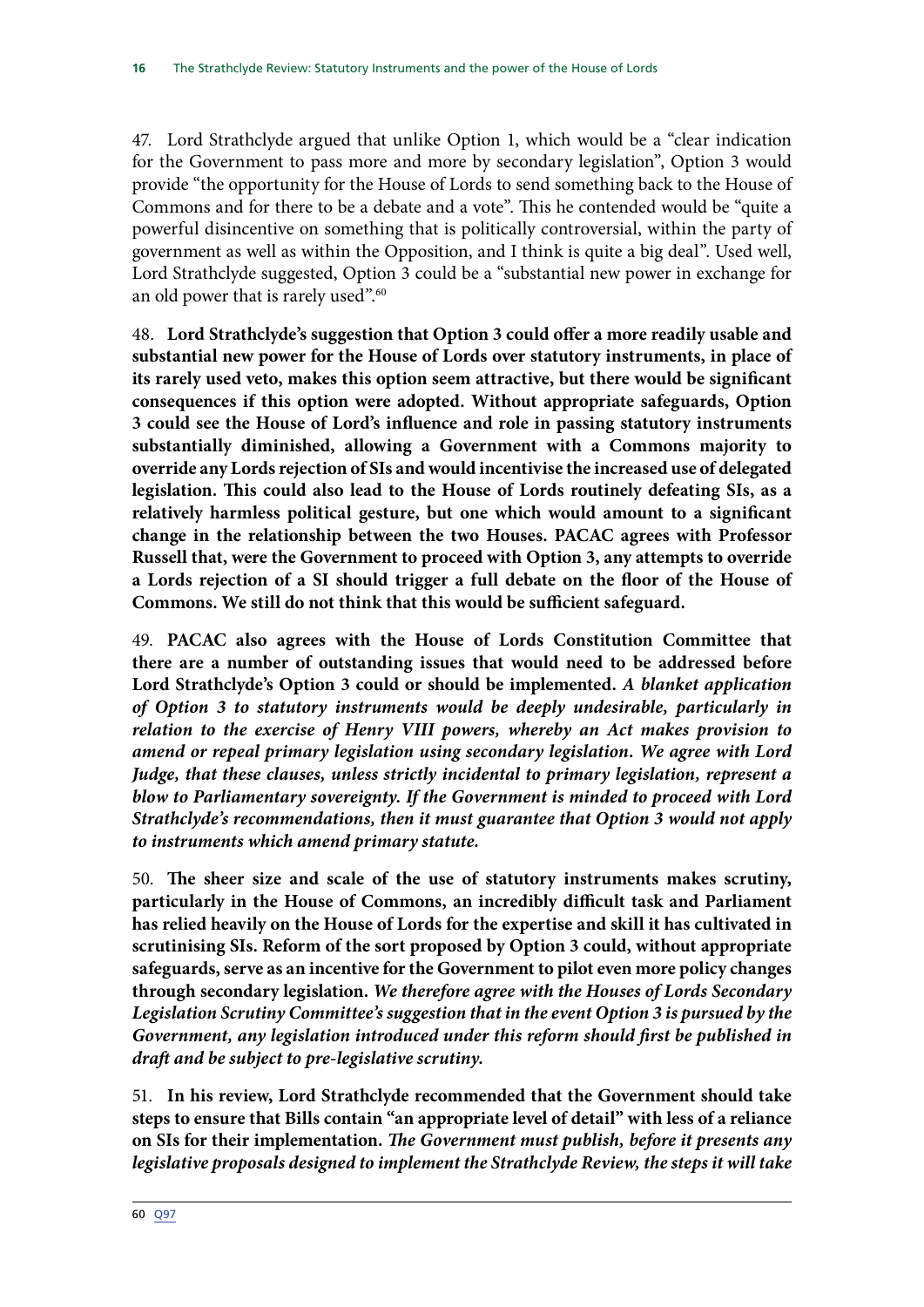47. Lord Strathclyde argued that unlike Option 1, which would be a "clear indication for the Government to pass more and more by secondary legislation", Option 3 would provide "the opportunity for the House of Lords to send something back to the House of Commons and for there to be a debate and a vote". This he contended would be "quite a powerful disincentive on something that is politically controversial, within the party of government as well as within the Opposition, and I think is quite a big deal". Used well, Lord Strathclyde suggested, Option 3 could be a "substantial new power in exchange for an old power that is rarely used".[60]

48. **Lord Strathclyde's suggestion that Option 3 could offer a more readily usable and substantial new power for the House of Lords over statutory instruments, in place of its rarely used veto, makes this option seem attractive, but there would be significant consequences if this option were adopted. Without appropriate safeguards, Option 3 could see the House of Lord's influence and role in passing statutory instruments substantially diminished, allowing a Government with a Commons majority to override any Lords rejection of SIs and would incentivise the increased use of delegated legislation. This could also lead to the House of Lords routinely defeating SIs, as a relatively harmless political gesture, but one which would amount to a significant change in the relationship between the two Houses. PACAC agrees with Professor Russell that, were the Government to proceed with Option 3, any attempts to override a Lords rejection of a SI should trigger a full debate on the floor of the House of Commons. We still do not think that this would be sufficient safeguard.**

49. **PACAC also agrees with the House of Lords Constitution Committee that there are a number of outstanding issues that would need to be addressed before Lord Strathclyde's Option 3 could or should be implemented.** ***A blanket application of Option 3 to statutory instruments would be deeply undesirable, particularly in relation to the exercise of Henry VIII powers, whereby an Act makes provision to amend or repeal primary legislation using secondary legislation. We agree with Lord Judge, that these clauses, unless strictly incidental to primary legislation, represent a blow to Parliamentary sovereignty. If the Government is minded to proceed with Lord Strathclyde's recommendations, then it must guarantee that Option 3 would not apply to instruments which amend primary statute.***

50. **The sheer size and scale of the use of statutory instruments makes scrutiny, particularly in the House of Commons, an incredibly difficult task and Parliament has relied heavily on the House of Lords for the expertise and skill it has cultivated in scrutinising SIs. Reform of the sort proposed by Option 3 could, without appropriate safeguards, serve as an incentive for the Government to pilot even more policy changes through secondary legislation.** ***We therefore agree with the Houses of Lords Secondary Legislation Scrutiny Committee's suggestion that in the event Option 3 is pursued by the Government, any legislation introduced under this reform should first be published in draft and be subject to pre-legislative scrutiny.***

51. **In his review, Lord Strathclyde recommended that the Government should take steps to ensure that Bills contain "an appropriate level of detail" with less of a reliance on SIs for their implementation.** ***The Government must publish, before it presents any legislative proposals designed to implement the Strathclyde Review, the steps it will take***

60 Q97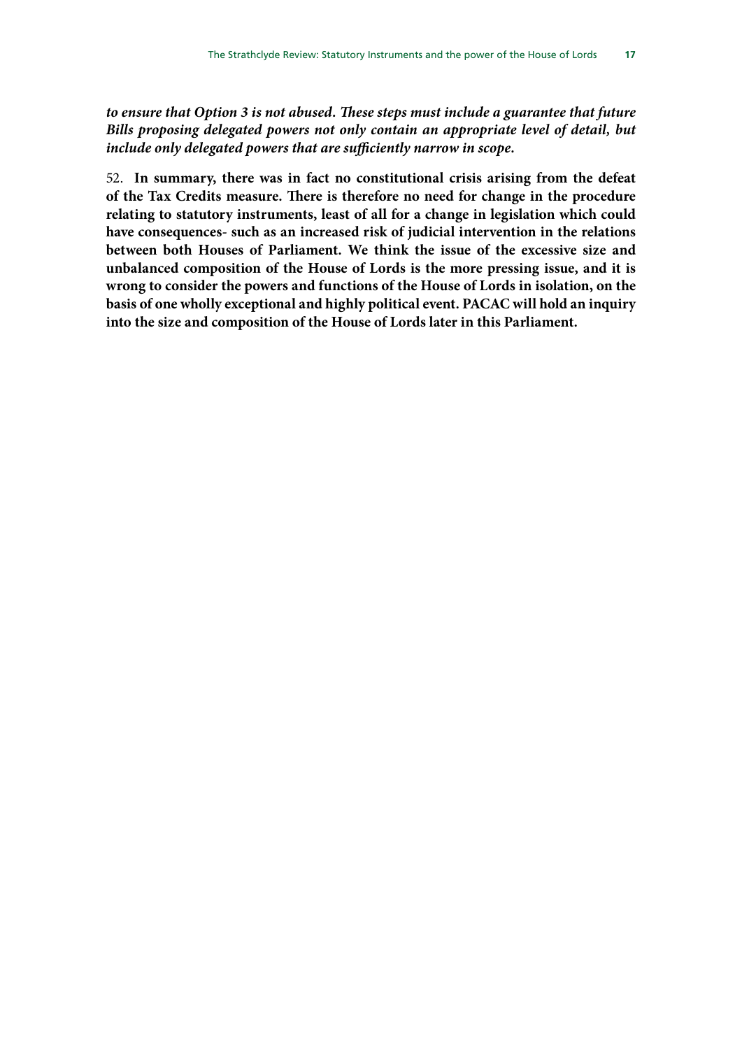***to ensure that Option 3 is not abused. These steps must include a guarantee that future Bills proposing delegated powers not only contain an appropriate level of detail, but include only delegated powers that are sufficiently narrow in scope.***

52. **In summary, there was in fact no constitutional crisis arising from the defeat of the Tax Credits measure. There is therefore no need for change in the procedure relating to statutory instruments, least of all for a change in legislation which could have consequences- such as an increased risk of judicial intervention in the relations between both Houses of Parliament. We think the issue of the excessive size and unbalanced composition of the House of Lords is the more pressing issue, and it is wrong to consider the powers and functions of the House of Lords in isolation, on the basis of one wholly exceptional and highly political event. PACAC will hold an inquiry into the size and composition of the House of Lords later in this Parliament.**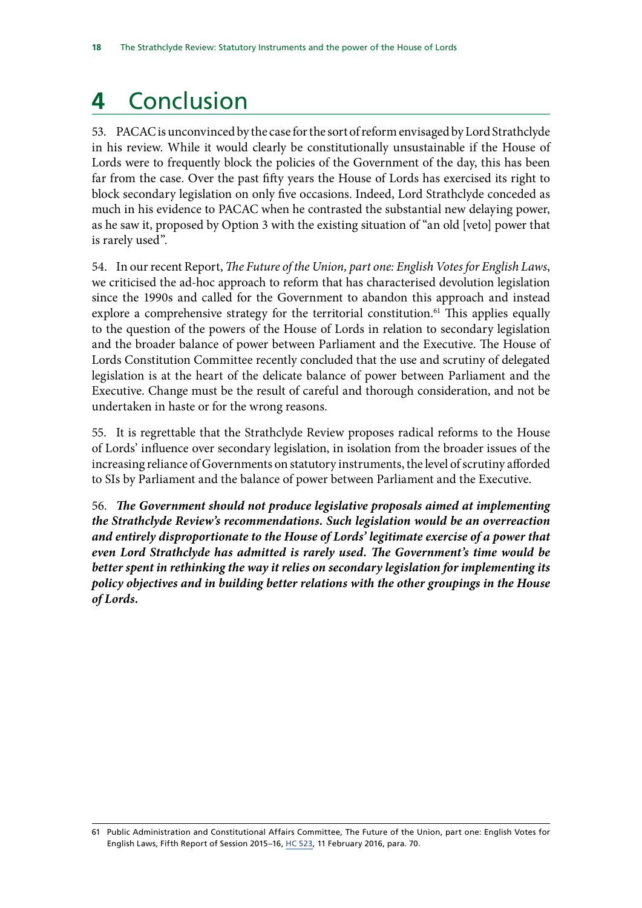# 4 Conclusion

53. PACAC is unconvinced by the case for the sort of reform envisaged by Lord Strathclyde in his review. While it would clearly be constitutionally unsustainable if the House of Lords were to frequently block the policies of the Government of the day, this has been far from the case. Over the past fifty years the House of Lords has exercised its right to block secondary legislation on only five occasions. Indeed, Lord Strathclyde conceded as much in his evidence to PACAC when he contrasted the substantial new delaying power, as he saw it, proposed by Option 3 with the existing situation of "an old [veto] power that is rarely used".

54. In our recent Report, *The Future of the Union, part one: English Votes for English Laws*, we criticised the ad-hoc approach to reform that has characterised devolution legislation since the 1990s and called for the Government to abandon this approach and instead explore a comprehensive strategy for the territorial constitution.[61] This applies equally to the question of the powers of the House of Lords in relation to secondary legislation and the broader balance of power between Parliament and the Executive. The House of Lords Constitution Committee recently concluded that the use and scrutiny of delegated legislation is at the heart of the delicate balance of power between Parliament and the Executive. Change must be the result of careful and thorough consideration, and not be undertaken in haste or for the wrong reasons.

55. It is regrettable that the Strathclyde Review proposes radical reforms to the House of Lords' influence over secondary legislation, in isolation from the broader issues of the increasing reliance of Governments on statutory instruments, the level of scrutiny afforded to SIs by Parliament and the balance of power between Parliament and the Executive.

56. ***The Government should not produce legislative proposals aimed at implementing the Strathclyde Review's recommendations. Such legislation would be an overreaction and entirely disproportionate to the House of Lords' legitimate exercise of a power that even Lord Strathclyde has admitted is rarely used. The Government's time would be better spent in rethinking the way it relies on secondary legislation for implementing its policy objectives and in building better relations with the other groupings in the House of Lords.***

---

61 Public Administration and Constitutional Affairs Committee, The Future of the Union, part one: English Votes for English Laws, Fifth Report of Session 2015–16, HC 523, 11 February 2016, para. 70.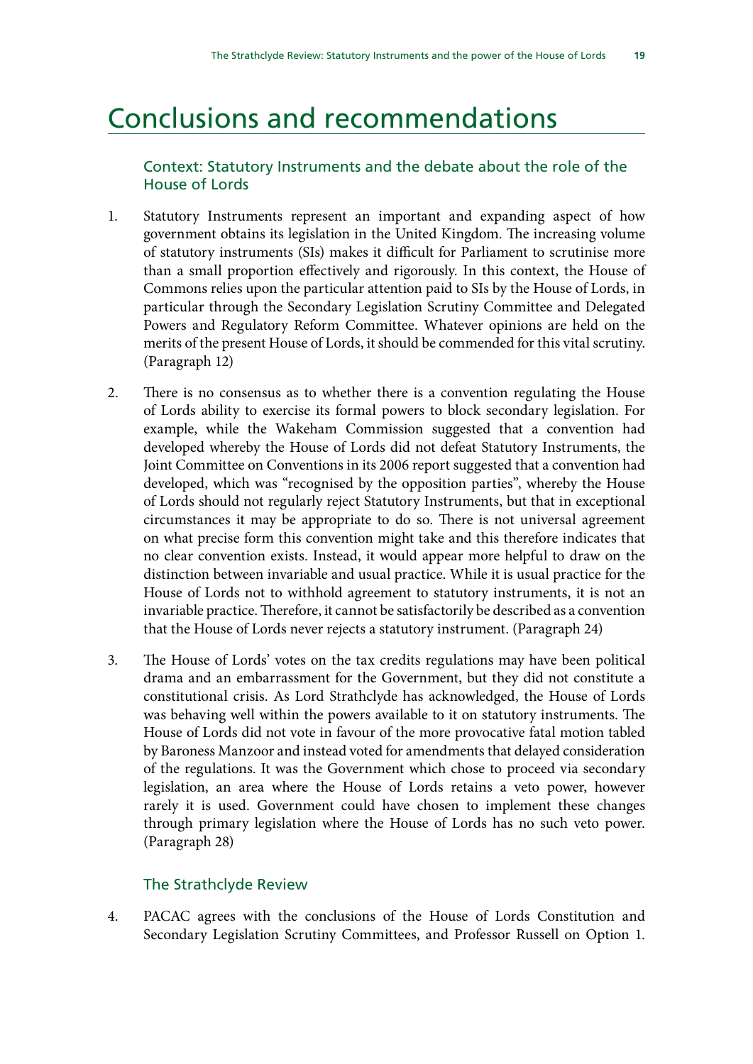# Conclusions and recommendations

### Context: Statutory Instruments and the debate about the role of the House of Lords

1. Statutory Instruments represent an important and expanding aspect of how government obtains its legislation in the United Kingdom. The increasing volume of statutory instruments (SIs) makes it difficult for Parliament to scrutinise more than a small proportion effectively and rigorously. In this context, the House of Commons relies upon the particular attention paid to SIs by the House of Lords, in particular through the Secondary Legislation Scrutiny Committee and Delegated Powers and Regulatory Reform Committee. Whatever opinions are held on the merits of the present House of Lords, it should be commended for this vital scrutiny. (Paragraph 12)

2. There is no consensus as to whether there is a convention regulating the House of Lords ability to exercise its formal powers to block secondary legislation. For example, while the Wakeham Commission suggested that a convention had developed whereby the House of Lords did not defeat Statutory Instruments, the Joint Committee on Conventions in its 2006 report suggested that a convention had developed, which was "recognised by the opposition parties", whereby the House of Lords should not regularly reject Statutory Instruments, but that in exceptional circumstances it may be appropriate to do so. There is not universal agreement on what precise form this convention might take and this therefore indicates that no clear convention exists. Instead, it would appear more helpful to draw on the distinction between invariable and usual practice. While it is usual practice for the House of Lords not to withhold agreement to statutory instruments, it is not an invariable practice. Therefore, it cannot be satisfactorily be described as a convention that the House of Lords never rejects a statutory instrument. (Paragraph 24)

3. The House of Lords' votes on the tax credits regulations may have been political drama and an embarrassment for the Government, but they did not constitute a constitutional crisis. As Lord Strathclyde has acknowledged, the House of Lords was behaving well within the powers available to it on statutory instruments. The House of Lords did not vote in favour of the more provocative fatal motion tabled by Baroness Manzoor and instead voted for amendments that delayed consideration of the regulations. It was the Government which chose to proceed via secondary legislation, an area where the House of Lords retains a veto power, however rarely it is used. Government could have chosen to implement these changes through primary legislation where the House of Lords has no such veto power. (Paragraph 28)

### The Strathclyde Review

4. PACAC agrees with the conclusions of the House of Lords Constitution and Secondary Legislation Scrutiny Committees, and Professor Russell on Option 1.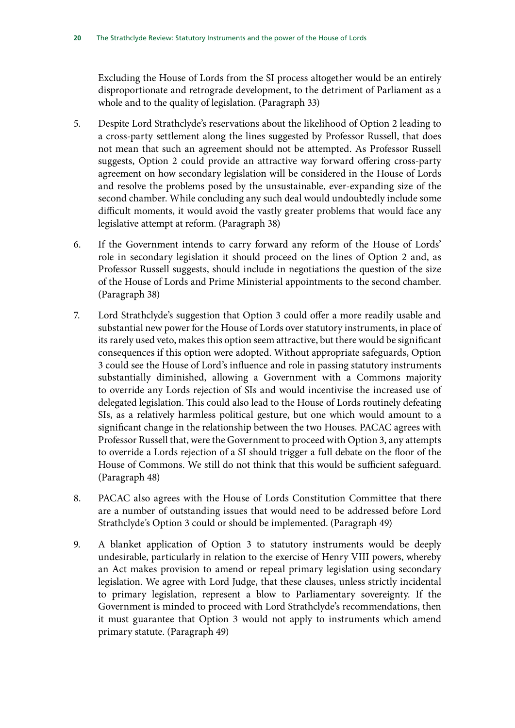Excluding the House of Lords from the SI process altogether would be an entirely disproportionate and retrograde development, to the detriment of Parliament as a whole and to the quality of legislation. (Paragraph 33)

5. Despite Lord Strathclyde's reservations about the likelihood of Option 2 leading to a cross-party settlement along the lines suggested by Professor Russell, that does not mean that such an agreement should not be attempted. As Professor Russell suggests, Option 2 could provide an attractive way forward offering cross-party agreement on how secondary legislation will be considered in the House of Lords and resolve the problems posed by the unsustainable, ever-expanding size of the second chamber. While concluding any such deal would undoubtedly include some difficult moments, it would avoid the vastly greater problems that would face any legislative attempt at reform. (Paragraph 38)

6. If the Government intends to carry forward any reform of the House of Lords' role in secondary legislation it should proceed on the lines of Option 2 and, as Professor Russell suggests, should include in negotiations the question of the size of the House of Lords and Prime Ministerial appointments to the second chamber. (Paragraph 38)

7. Lord Strathclyde's suggestion that Option 3 could offer a more readily usable and substantial new power for the House of Lords over statutory instruments, in place of its rarely used veto, makes this option seem attractive, but there would be significant consequences if this option were adopted. Without appropriate safeguards, Option 3 could see the House of Lord's influence and role in passing statutory instruments substantially diminished, allowing a Government with a Commons majority to override any Lords rejection of SIs and would incentivise the increased use of delegated legislation. This could also lead to the House of Lords routinely defeating SIs, as a relatively harmless political gesture, but one which would amount to a significant change in the relationship between the two Houses. PACAC agrees with Professor Russell that, were the Government to proceed with Option 3, any attempts to override a Lords rejection of a SI should trigger a full debate on the floor of the House of Commons. We still do not think that this would be sufficient safeguard. (Paragraph 48)

8. PACAC also agrees with the House of Lords Constitution Committee that there are a number of outstanding issues that would need to be addressed before Lord Strathclyde's Option 3 could or should be implemented. (Paragraph 49)

9. A blanket application of Option 3 to statutory instruments would be deeply undesirable, particularly in relation to the exercise of Henry VIII powers, whereby an Act makes provision to amend or repeal primary legislation using secondary legislation. We agree with Lord Judge, that these clauses, unless strictly incidental to primary legislation, represent a blow to Parliamentary sovereignty. If the Government is minded to proceed with Lord Strathclyde's recommendations, then it must guarantee that Option 3 would not apply to instruments which amend primary statute. (Paragraph 49)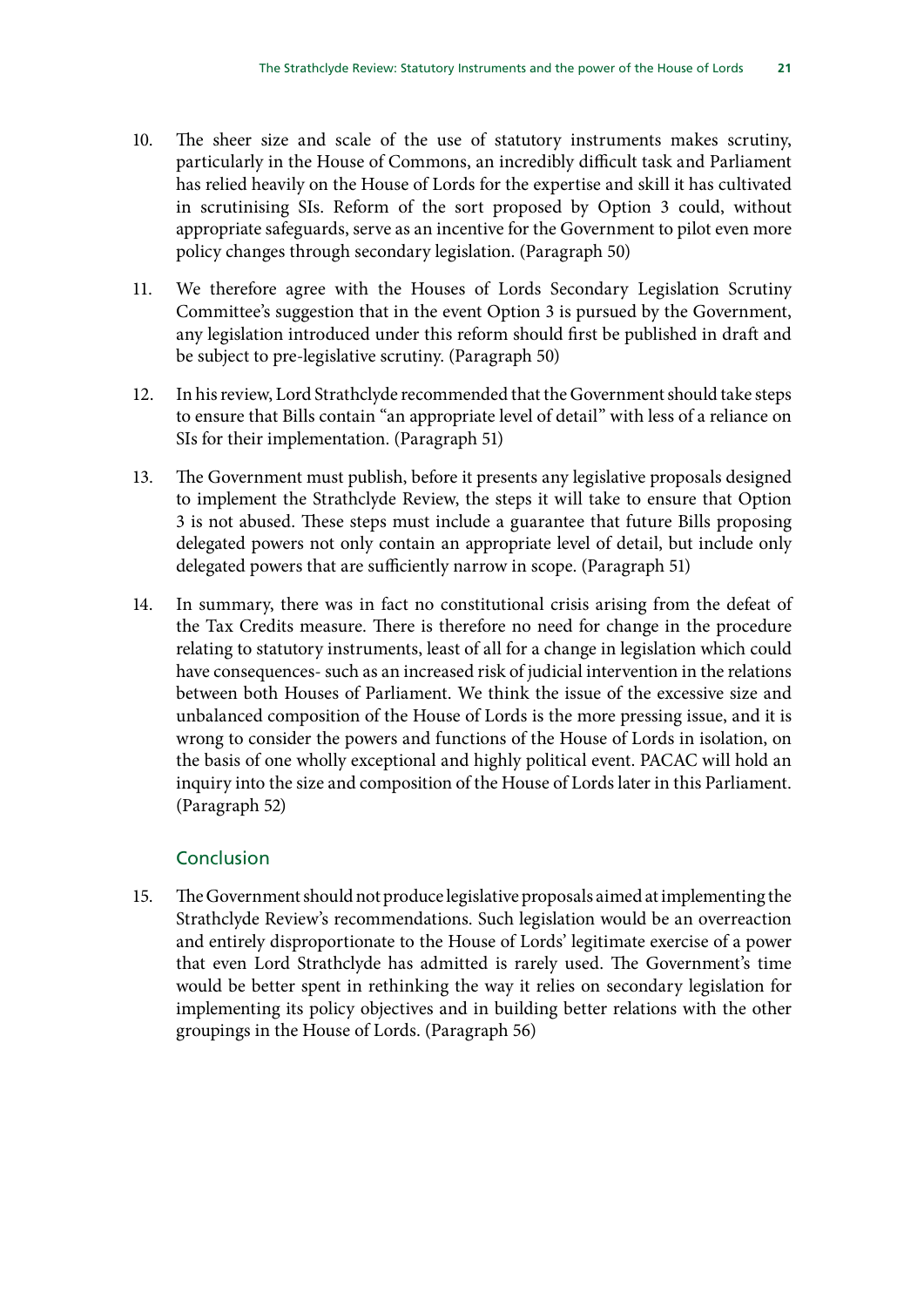10. The sheer size and scale of the use of statutory instruments makes scrutiny, particularly in the House of Commons, an incredibly difficult task and Parliament has relied heavily on the House of Lords for the expertise and skill it has cultivated in scrutinising SIs. Reform of the sort proposed by Option 3 could, without appropriate safeguards, serve as an incentive for the Government to pilot even more policy changes through secondary legislation. (Paragraph 50)

11. We therefore agree with the Houses of Lords Secondary Legislation Scrutiny Committee's suggestion that in the event Option 3 is pursued by the Government, any legislation introduced under this reform should first be published in draft and be subject to pre-legislative scrutiny. (Paragraph 50)

12. In his review, Lord Strathclyde recommended that the Government should take steps to ensure that Bills contain "an appropriate level of detail" with less of a reliance on SIs for their implementation. (Paragraph 51)

13. The Government must publish, before it presents any legislative proposals designed to implement the Strathclyde Review, the steps it will take to ensure that Option 3 is not abused. These steps must include a guarantee that future Bills proposing delegated powers not only contain an appropriate level of detail, but include only delegated powers that are sufficiently narrow in scope. (Paragraph 51)

14. In summary, there was in fact no constitutional crisis arising from the defeat of the Tax Credits measure. There is therefore no need for change in the procedure relating to statutory instruments, least of all for a change in legislation which could have consequences- such as an increased risk of judicial intervention in the relations between both Houses of Parliament. We think the issue of the excessive size and unbalanced composition of the House of Lords is the more pressing issue, and it is wrong to consider the powers and functions of the House of Lords in isolation, on the basis of one wholly exceptional and highly political event. PACAC will hold an inquiry into the size and composition of the House of Lords later in this Parliament. (Paragraph 52)

### Conclusion

15. The Government should not produce legislative proposals aimed at implementing the Strathclyde Review's recommendations. Such legislation would be an overreaction and entirely disproportionate to the House of Lords' legitimate exercise of a power that even Lord Strathclyde has admitted is rarely used. The Government's time would be better spent in rethinking the way it relies on secondary legislation for implementing its policy objectives and in building better relations with the other groupings in the House of Lords. (Paragraph 56)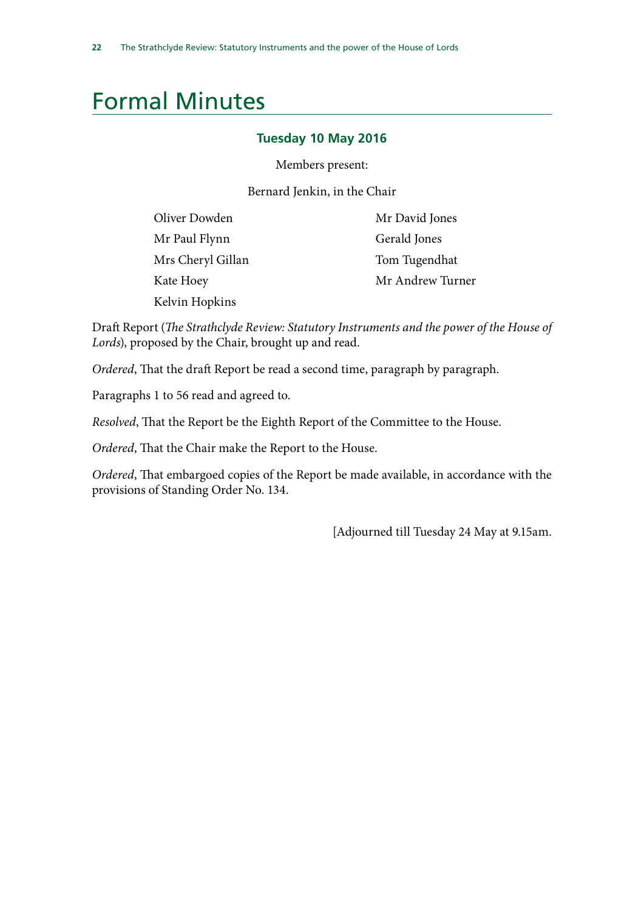# Formal Minutes

### Tuesday 10 May 2016

Members present:

Bernard Jenkin, in the Chair

Oliver Dowden
Mr Paul Flynn
Mrs Cheryl Gillan
Kate Hoey
Kelvin Hopkins
Mr David Jones
Gerald Jones
Tom Tugendhat
Mr Andrew Turner

Draft Report (*The Strathclyde Review: Statutory Instruments and the power of the House of Lords*), proposed by the Chair, brought up and read.

*Ordered*, That the draft Report be read a second time, paragraph by paragraph.

Paragraphs 1 to 56 read and agreed to.

*Resolved*, That the Report be the Eighth Report of the Committee to the House.

*Ordered*, That the Chair make the Report to the House.

*Ordered*, That embargoed copies of the Report be made available, in accordance with the provisions of Standing Order No. 134.

[Adjourned till Tuesday 24 May at 9.15am.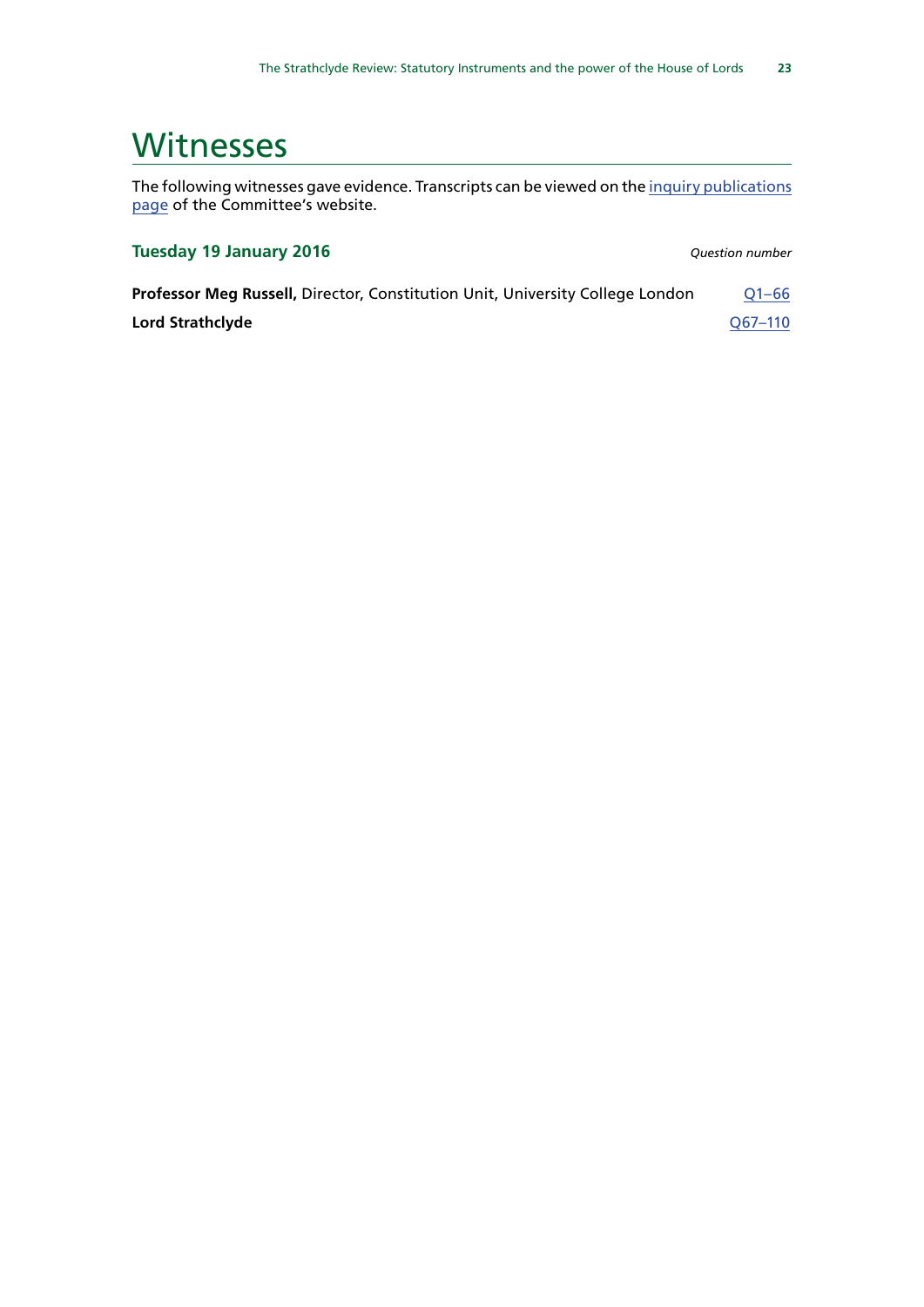# Witnesses

The following witnesses gave evidence. Transcripts can be viewed on the inquiry publications page of the Committee's website.

| Tuesday 19 January 2016 | *Question number* |
|---|---|
| **Professor Meg Russell,** Director, Constitution Unit, University College London | Q1–66 |
| **Lord Strathclyde** | Q67–110 |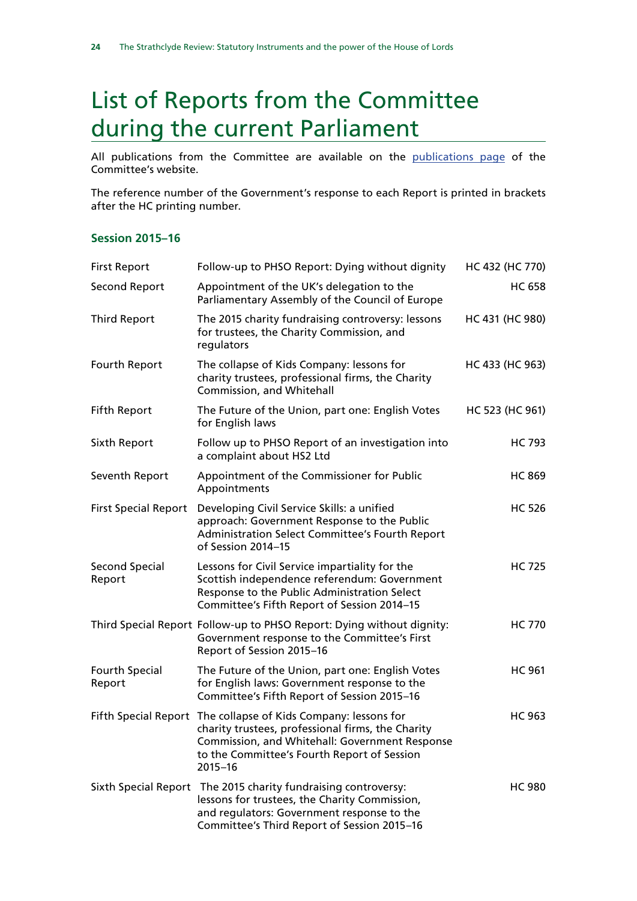# List of Reports from the Committee during the current Parliament

All publications from the Committee are available on the [publications page](publications page) of the Committee's website.

The reference number of the Government's response to each Report is printed in brackets after the HC printing number.

### Session 2015–16

| | | |
|---|---|---|
| First Report | Follow-up to PHSO Report: Dying without dignity | HC 432 (HC 770) |
| Second Report | Appointment of the UK's delegation to the Parliamentary Assembly of the Council of Europe | HC 658 |
| Third Report | The 2015 charity fundraising controversy: lessons for trustees, the Charity Commission, and regulators | HC 431 (HC 980) |
| Fourth Report | The collapse of Kids Company: lessons for charity trustees, professional firms, the Charity Commission, and Whitehall | HC 433 (HC 963) |
| Fifth Report | The Future of the Union, part one: English Votes for English laws | HC 523 (HC 961) |
| Sixth Report | Follow up to PHSO Report of an investigation into a complaint about HS2 Ltd | HC 793 |
| Seventh Report | Appointment of the Commissioner for Public Appointments | HC 869 |
| First Special Report | Developing Civil Service Skills: a unified approach: Government Response to the Public Administration Select Committee's Fourth Report of Session 2014–15 | HC 526 |
| Second Special Report | Lessons for Civil Service impartiality for the Scottish independence referendum: Government Response to the Public Administration Select Committee's Fifth Report of Session 2014–15 | HC 725 |
| Third Special Report | Follow-up to PHSO Report: Dying without dignity: Government response to the Committee's First Report of Session 2015–16 | HC 770 |
| Fourth Special Report | The Future of the Union, part one: English Votes for English laws: Government response to the Committee's Fifth Report of Session 2015–16 | HC 961 |
| Fifth Special Report | The collapse of Kids Company: lessons for charity trustees, professional firms, the Charity Commission, and Whitehall: Government Response to the Committee's Fourth Report of Session 2015–16 | HC 963 |
| Sixth Special Report | The 2015 charity fundraising controversy: lessons for trustees, the Charity Commission, and regulators: Government response to the Committee's Third Report of Session 2015–16 | HC 980 |